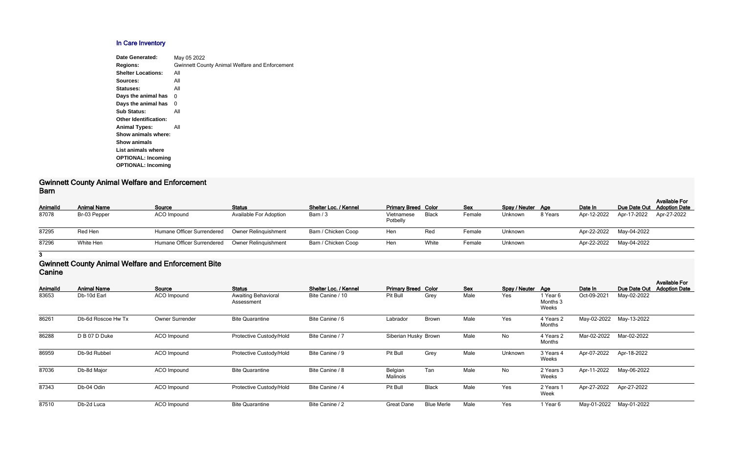## In Care Inventory

| | |
|---|---|
| **Date Generated:** | May 05 2022 |
| **Regions:** | Gwinnett County Animal Welfare and Enforcement |
| **Shelter Locations:** | All |
| **Sources:** | All |
| **Statuses:** | All |
| **Days the animal has** | 0 |
| **Days the animal has** | 0 |
| **Sub Status:** | All |
| **Other Identification:** | |
| **Animal Types:** | All |
| **Show animals where:** | |
| **Show animals** | |
| **List animals where** | |
| **OPTIONAL: Incoming** | |
| **OPTIONAL: Incoming** | |

## Gwinnett County Animal Welfare and Enforcement
### Barn

| AnimalId | Animal Name | Source | Status | Shelter Loc. / Kennel | Primary Breed | Color | Sex | Spay / Neuter | Age | Date In | Due Date Out | Available For Adoption Date |
|---|---|---|---|---|---|---|---|---|---|---|---|---|
| 87078 | Br-03 Pepper | ACO Impound | Available For Adoption | Barn / 3 | Vietnamese Potbelly | Black | Female | Unknown | 8 Years | Apr-12-2022 | Apr-17-2022 | Apr-27-2022 |
| 87295 | Red Hen | Humane Officer Surrendered | Owner Relinquishment | Barn / Chicken Coop | Hen | Red | Female | Unknown | | Apr-22-2022 | May-04-2022 | |
| 87296 | White Hen | Humane Officer Surrendered | Owner Relinquishment | Barn / Chicken Coop | Hen | White | Female | Unknown | | Apr-22-2022 | May-04-2022 | |

**3**

## Gwinnett County Animal Welfare and Enforcement Bite
### Canine

| AnimalId | Animal Name | Source | Status | Shelter Loc. / Kennel | Primary Breed | Color | Sex | Spay / Neuter | Age | Date In | Due Date Out | Available For Adoption Date |
|---|---|---|---|---|---|---|---|---|---|---|---|---|
| 83653 | Db-10d Earl | ACO Impound | Awaiting Behavioral Assessment | Bite Canine / 10 | Pit Bull | Grey | Male | Yes | 1 Year 6 Months 3 Weeks | Oct-09-2021 | May-02-2022 | |
| 86261 | Db-6d Roscoe Hw Tx | Owner Surrender | Bite Quarantine | Bite Canine / 6 | Labrador | Brown | Male | Yes | 4 Years 2 Months | May-02-2022 | May-13-2022 | |
| 86288 | D B 07 D Duke | ACO Impound | Protective Custody/Hold | Bite Canine / 7 | Siberian Husky | Brown | Male | No | 4 Years 2 Months | Mar-02-2022 | Mar-02-2022 | |
| 86959 | Db-9d Rubbel | ACO Impound | Protective Custody/Hold | Bite Canine / 9 | Pit Bull | Grey | Male | Unknown | 3 Years 4 Weeks | Apr-07-2022 | Apr-18-2022 | |
| 87036 | Db-8d Major | ACO Impound | Bite Quarantine | Bite Canine / 8 | Belgian Malinois | Tan | Male | No | 2 Years 3 Weeks | Apr-11-2022 | May-06-2022 | |
| 87343 | Db-04 Odin | ACO Impound | Protective Custody/Hold | Bite Canine / 4 | Pit Bull | Black | Male | Yes | 2 Years 1 Week | Apr-27-2022 | Apr-27-2022 | |
| 87510 | Db-2d Luca | ACO Impound | Bite Quarantine | Bite Canine / 2 | Great Dane | Blue Merle | Male | Yes | 1 Year 6 | May-01-2022 | May-01-2022 | |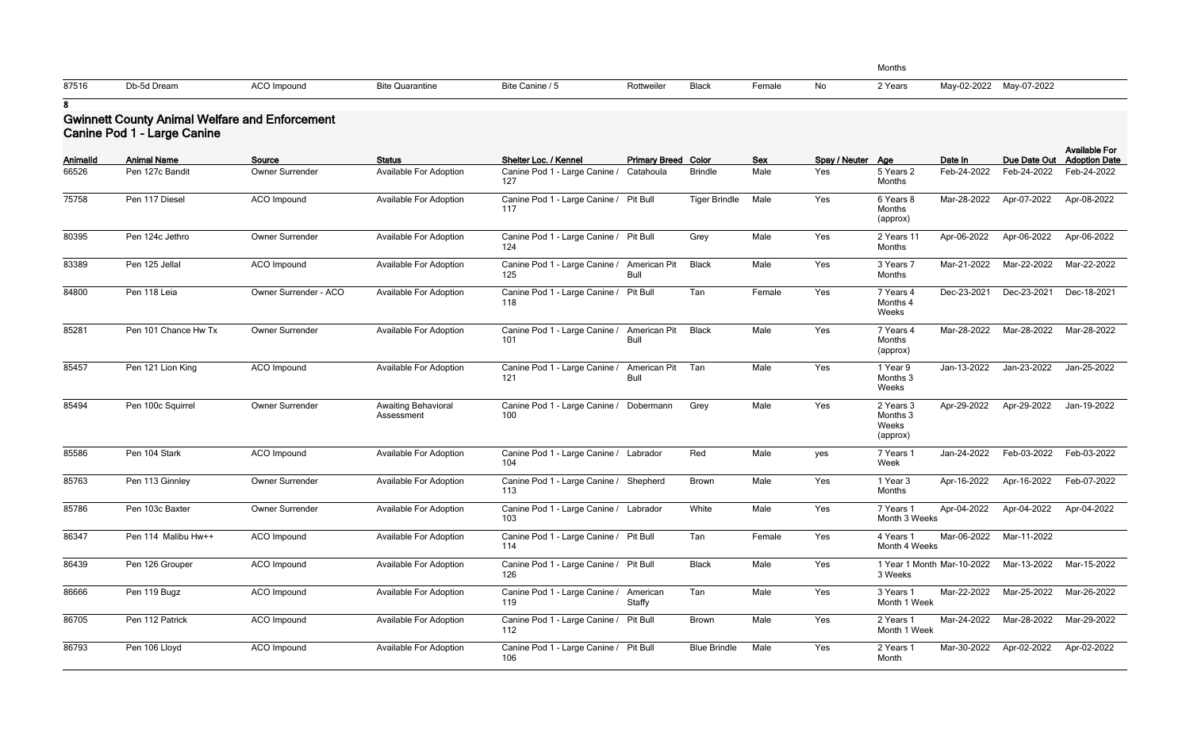| | | | | | | | | | Months | | | |
|---|---|---|---|---|---|---|---|---|---|---|---|---|
| 87516 | Db-5d Dream | ACO Impound | Bite Quarantine | Bite Canine / 5 | Rottweiler | Black | Female | No | 2 Years | May-02-2022 | May-07-2022 | |

**8**

## Gwinnett County Animal Welfare and Enforcement
## Canine Pod 1 - Large Canine

| AnimalId | Animal Name | Source | Status | Shelter Loc. / Kennel | Primary Breed | Color | Sex | Spay / Neuter | Age | Date In | Due Date Out | Available For Adoption Date |
|---|---|---|---|---|---|---|---|---|---|---|---|---|
| 66526 | Pen 127c Bandit | Owner Surrender | Available For Adoption | Canine Pod 1 - Large Canine / 127 | Catahoula | Brindle | Male | Yes | 5 Years 2 Months | Feb-24-2022 | Feb-24-2022 | Feb-24-2022 |
| 75758 | Pen 117 Diesel | ACO Impound | Available For Adoption | Canine Pod 1 - Large Canine / 117 | Pit Bull | Tiger Brindle | Male | Yes | 6 Years 8 Months (approx) | Mar-28-2022 | Apr-07-2022 | Apr-08-2022 |
| 80395 | Pen 124c Jethro | Owner Surrender | Available For Adoption | Canine Pod 1 - Large Canine / 124 | Pit Bull | Grey | Male | Yes | 2 Years 11 Months | Apr-06-2022 | Apr-06-2022 | Apr-06-2022 |
| 83389 | Pen 125 Jellal | ACO Impound | Available For Adoption | Canine Pod 1 - Large Canine / 125 | American Pit Bull | Black | Male | Yes | 3 Years 7 Months | Mar-21-2022 | Mar-22-2022 | Mar-22-2022 |
| 84800 | Pen 118 Leia | Owner Surrender - ACO | Available For Adoption | Canine Pod 1 - Large Canine / 118 | Pit Bull | Tan | Female | Yes | 7 Years 4 Months 4 Weeks | Dec-23-2021 | Dec-23-2021 | Dec-18-2021 |
| 85281 | Pen 101 Chance Hw Tx | Owner Surrender | Available For Adoption | Canine Pod 1 - Large Canine / 101 | American Pit Bull | Black | Male | Yes | 7 Years 4 Months (approx) | Mar-28-2022 | Mar-28-2022 | Mar-28-2022 |
| 85457 | Pen 121 Lion King | ACO Impound | Available For Adoption | Canine Pod 1 - Large Canine / 121 | American Pit Bull | Tan | Male | Yes | 1 Year 9 Months 3 Weeks | Jan-13-2022 | Jan-23-2022 | Jan-25-2022 |
| 85494 | Pen 100c Squirrel | Owner Surrender | Awaiting Behavioral Assessment | Canine Pod 1 - Large Canine / 100 | Dobermann | Grey | Male | Yes | 2 Years 3 Months 3 Weeks (approx) | Apr-29-2022 | Apr-29-2022 | Jan-19-2022 |
| 85586 | Pen 104 Stark | ACO Impound | Available For Adoption | Canine Pod 1 - Large Canine / 104 | Labrador | Red | Male | yes | 7 Years 1 Week | Jan-24-2022 | Feb-03-2022 | Feb-03-2022 |
| 85763 | Pen 113 Ginnley | Owner Surrender | Available For Adoption | Canine Pod 1 - Large Canine / 113 | Shepherd | Brown | Male | Yes | 1 Year 3 Months | Apr-16-2022 | Apr-16-2022 | Feb-07-2022 |
| 85786 | Pen 103c Baxter | Owner Surrender | Available For Adoption | Canine Pod 1 - Large Canine / 103 | Labrador | White | Male | Yes | 7 Years 1 Month 3 Weeks | Apr-04-2022 | Apr-04-2022 | Apr-04-2022 |
| 86347 | Pen 114 Malibu Hw++ | ACO Impound | Available For Adoption | Canine Pod 1 - Large Canine / 114 | Pit Bull | Tan | Female | Yes | 4 Years 1 Month 4 Weeks | Mar-06-2022 | Mar-11-2022 | |
| 86439 | Pen 126 Grouper | ACO Impound | Available For Adoption | Canine Pod 1 - Large Canine / 126 | Pit Bull | Black | Male | Yes | 1 Year 1 Month 3 Weeks | Mar-10-2022 | Mar-13-2022 | Mar-15-2022 |
| 86666 | Pen 119 Bugz | ACO Impound | Available For Adoption | Canine Pod 1 - Large Canine / 119 | American Staffy | Tan | Male | Yes | 3 Years 1 Month 1 Week | Mar-22-2022 | Mar-25-2022 | Mar-26-2022 |
| 86705 | Pen 112 Patrick | ACO Impound | Available For Adoption | Canine Pod 1 - Large Canine / 112 | Pit Bull | Brown | Male | Yes | 2 Years 1 Month 1 Week | Mar-24-2022 | Mar-28-2022 | Mar-29-2022 |
| 86793 | Pen 106 Lloyd | ACO Impound | Available For Adoption | Canine Pod 1 - Large Canine / 106 | Pit Bull | Blue Brindle | Male | Yes | 2 Years 1 Month | Mar-30-2022 | Apr-02-2022 | Apr-02-2022 |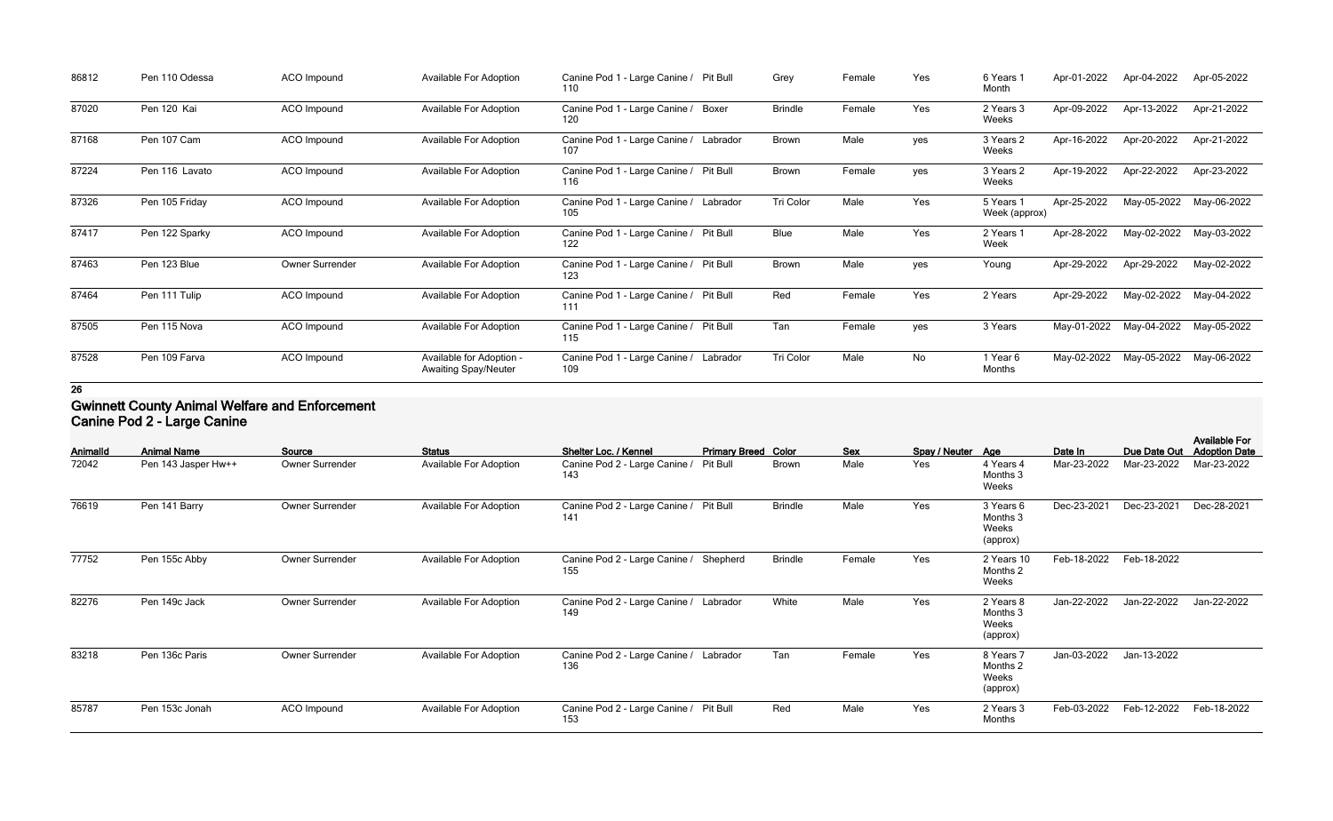| 86812 | Pen 110 Odessa | ACO Impound | Available For Adoption | Canine Pod 1 - Large Canine / 110 | Pit Bull | Grey | Female | Yes | 6 Years 1 Month | Apr-01-2022 | Apr-04-2022 | Apr-05-2022 |
|---|---|---|---|---|---|---|---|---|---|---|---|---|
| 87020 | Pen 120 Kai | ACO Impound | Available For Adoption | Canine Pod 1 - Large Canine / 120 | Boxer | Brindle | Female | Yes | 2 Years 3 Weeks | Apr-09-2022 | Apr-13-2022 | Apr-21-2022 |
| 87168 | Pen 107 Cam | ACO Impound | Available For Adoption | Canine Pod 1 - Large Canine / 107 | Labrador | Brown | Male | yes | 3 Years 2 Weeks | Apr-16-2022 | Apr-20-2022 | Apr-21-2022 |
| 87224 | Pen 116 Lavato | ACO Impound | Available For Adoption | Canine Pod 1 - Large Canine / 116 | Pit Bull | Brown | Female | yes | 3 Years 2 Weeks | Apr-19-2022 | Apr-22-2022 | Apr-23-2022 |
| 87326 | Pen 105 Friday | ACO Impound | Available For Adoption | Canine Pod 1 - Large Canine / 105 | Labrador | Tri Color | Male | Yes | 5 Years 1 Week (approx) | Apr-25-2022 | May-05-2022 | May-06-2022 |
| 87417 | Pen 122 Sparky | ACO Impound | Available For Adoption | Canine Pod 1 - Large Canine / 122 | Pit Bull | Blue | Male | Yes | 2 Years 1 Week | Apr-28-2022 | May-02-2022 | May-03-2022 |
| 87463 | Pen 123 Blue | Owner Surrender | Available For Adoption | Canine Pod 1 - Large Canine / 123 | Pit Bull | Brown | Male | yes | Young | Apr-29-2022 | Apr-29-2022 | May-02-2022 |
| 87464 | Pen 111 Tulip | ACO Impound | Available For Adoption | Canine Pod 1 - Large Canine / 111 | Pit Bull | Red | Female | Yes | 2 Years | Apr-29-2022 | May-02-2022 | May-04-2022 |
| 87505 | Pen 115 Nova | ACO Impound | Available For Adoption | Canine Pod 1 - Large Canine / 115 | Pit Bull | Tan | Female | yes | 3 Years | May-01-2022 | May-04-2022 | May-05-2022 |
| 87528 | Pen 109 Farva | ACO Impound | Available for Adoption - Awaiting Spay/Neuter | Canine Pod 1 - Large Canine / 109 | Labrador | Tri Color | Male | No | 1 Year 6 Months | May-02-2022 | May-05-2022 | May-06-2022 |

**26**

## Gwinnett County Animal Welfare and Enforcement
## Canine Pod 2 - Large Canine

| AnimalId | Animal Name | Source | Status | Shelter Loc. / Kennel | Primary Breed | Color | Sex | Spay / Neuter | Age | Date In | Due Date Out | Available For Adoption Date |
|---|---|---|---|---|---|---|---|---|---|---|---|---|
| 72042 | Pen 143 Jasper Hw++ | Owner Surrender | Available For Adoption | Canine Pod 2 - Large Canine / 143 | Pit Bull | Brown | Male | Yes | 4 Years 4 Months 3 Weeks | Mar-23-2022 | Mar-23-2022 | Mar-23-2022 |
| 76619 | Pen 141 Barry | Owner Surrender | Available For Adoption | Canine Pod 2 - Large Canine / 141 | Pit Bull | Brindle | Male | Yes | 3 Years 6 Months 3 Weeks (approx) | Dec-23-2021 | Dec-23-2021 | Dec-28-2021 |
| 77752 | Pen 155c Abby | Owner Surrender | Available For Adoption | Canine Pod 2 - Large Canine / 155 | Shepherd | Brindle | Female | Yes | 2 Years 10 Months 2 Weeks | Feb-18-2022 | Feb-18-2022 | |
| 82276 | Pen 149c Jack | Owner Surrender | Available For Adoption | Canine Pod 2 - Large Canine / 149 | Labrador | White | Male | Yes | 2 Years 8 Months 3 Weeks (approx) | Jan-22-2022 | Jan-22-2022 | Jan-22-2022 |
| 83218 | Pen 136c Paris | Owner Surrender | Available For Adoption | Canine Pod 2 - Large Canine / 136 | Labrador | Tan | Female | Yes | 8 Years 7 Months 2 Weeks (approx) | Jan-03-2022 | Jan-13-2022 | |
| 85787 | Pen 153c Jonah | ACO Impound | Available For Adoption | Canine Pod 2 - Large Canine / 153 | Pit Bull | Red | Male | Yes | 2 Years 3 Months | Feb-03-2022 | Feb-12-2022 | Feb-18-2022 |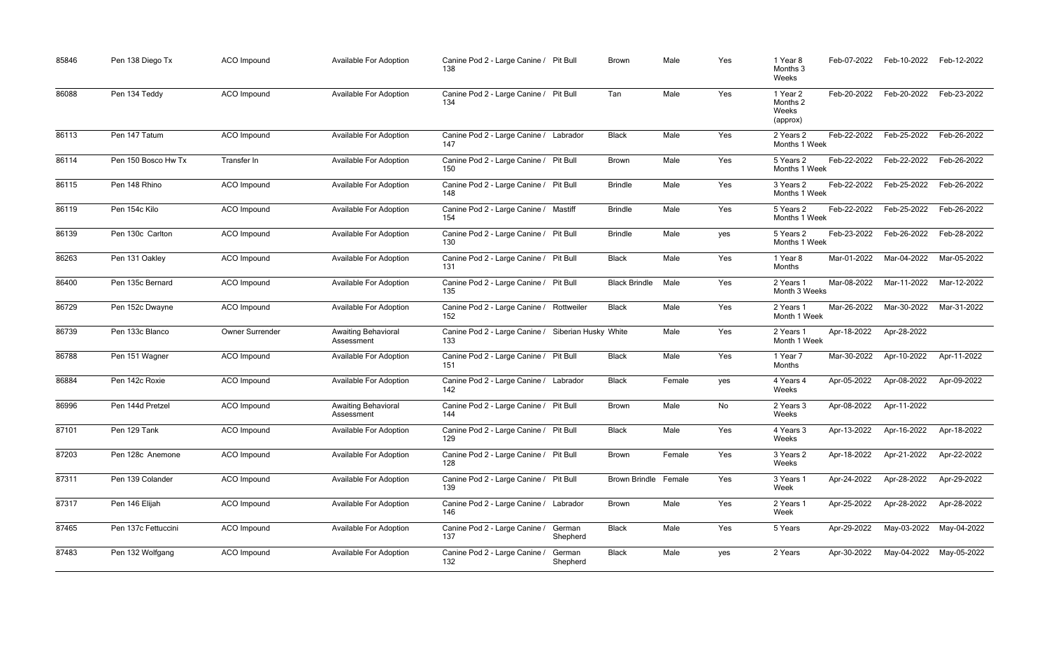| | | | | | | | | | | | | |
|---|---|---|---|---|---|---|---|---|---|---|---|---|
| 85846 | Pen 138 Diego Tx | ACO Impound | Available For Adoption | Canine Pod 2 - Large Canine / 138 | Pit Bull | Brown | Male | Yes | 1 Year 8 Months 3 Weeks | Feb-07-2022 | Feb-10-2022 | Feb-12-2022 |
| 86088 | Pen 134 Teddy | ACO Impound | Available For Adoption | Canine Pod 2 - Large Canine / 134 | Pit Bull | Tan | Male | Yes | 1 Year 2 Months 2 Weeks (approx) | Feb-20-2022 | Feb-20-2022 | Feb-23-2022 |
| 86113 | Pen 147 Tatum | ACO Impound | Available For Adoption | Canine Pod 2 - Large Canine / 147 | Labrador | Black | Male | Yes | 2 Years 2 Months 1 Week | Feb-22-2022 | Feb-25-2022 | Feb-26-2022 |
| 86114 | Pen 150 Bosco Hw Tx | Transfer In | Available For Adoption | Canine Pod 2 - Large Canine / 150 | Pit Bull | Brown | Male | Yes | 5 Years 2 Months 1 Week | Feb-22-2022 | Feb-22-2022 | Feb-26-2022 |
| 86115 | Pen 148 Rhino | ACO Impound | Available For Adoption | Canine Pod 2 - Large Canine / 148 | Pit Bull | Brindle | Male | Yes | 3 Years 2 Months 1 Week | Feb-22-2022 | Feb-25-2022 | Feb-26-2022 |
| 86119 | Pen 154c Kilo | ACO Impound | Available For Adoption | Canine Pod 2 - Large Canine / 154 | Mastiff | Brindle | Male | Yes | 5 Years 2 Months 1 Week | Feb-22-2022 | Feb-25-2022 | Feb-26-2022 |
| 86139 | Pen 130c Carlton | ACO Impound | Available For Adoption | Canine Pod 2 - Large Canine / 130 | Pit Bull | Brindle | Male | yes | 5 Years 2 Months 1 Week | Feb-23-2022 | Feb-26-2022 | Feb-28-2022 |
| 86263 | Pen 131 Oakley | ACO Impound | Available For Adoption | Canine Pod 2 - Large Canine / 131 | Pit Bull | Black | Male | Yes | 1 Year 8 Months | Mar-01-2022 | Mar-04-2022 | Mar-05-2022 |
| 86400 | Pen 135c Bernard | ACO Impound | Available For Adoption | Canine Pod 2 - Large Canine / 135 | Pit Bull | Black Brindle | Male | Yes | 2 Years 1 Month 3 Weeks | Mar-08-2022 | Mar-11-2022 | Mar-12-2022 |
| 86729 | Pen 152c Dwayne | ACO Impound | Available For Adoption | Canine Pod 2 - Large Canine / 152 | Rottweiler | Black | Male | Yes | 2 Years 1 Month 1 Week | Mar-26-2022 | Mar-30-2022 | Mar-31-2022 |
| 86739 | Pen 133c Blanco | Owner Surrender | Awaiting Behavioral Assessment | Canine Pod 2 - Large Canine / 133 | Siberian Husky | White | Male | Yes | 2 Years 1 Month 1 Week | Apr-18-2022 | Apr-28-2022 | |
| 86788 | Pen 151 Wagner | ACO Impound | Available For Adoption | Canine Pod 2 - Large Canine / 151 | Pit Bull | Black | Male | Yes | 1 Year 7 Months | Mar-30-2022 | Apr-10-2022 | Apr-11-2022 |
| 86884 | Pen 142c Roxie | ACO Impound | Available For Adoption | Canine Pod 2 - Large Canine / 142 | Labrador | Black | Female | yes | 4 Years 4 Weeks | Apr-05-2022 | Apr-08-2022 | Apr-09-2022 |
| 86996 | Pen 144d Pretzel | ACO Impound | Awaiting Behavioral Assessment | Canine Pod 2 - Large Canine / 144 | Pit Bull | Brown | Male | No | 2 Years 3 Weeks | Apr-08-2022 | Apr-11-2022 | |
| 87101 | Pen 129 Tank | ACO Impound | Available For Adoption | Canine Pod 2 - Large Canine / 129 | Pit Bull | Black | Male | Yes | 4 Years 3 Weeks | Apr-13-2022 | Apr-16-2022 | Apr-18-2022 |
| 87203 | Pen 128c Anemone | ACO Impound | Available For Adoption | Canine Pod 2 - Large Canine / 128 | Pit Bull | Brown | Female | Yes | 3 Years 2 Weeks | Apr-18-2022 | Apr-21-2022 | Apr-22-2022 |
| 87311 | Pen 139 Colander | ACO Impound | Available For Adoption | Canine Pod 2 - Large Canine / 139 | Pit Bull | Brown Brindle | Female | Yes | 3 Years 1 Week | Apr-24-2022 | Apr-28-2022 | Apr-29-2022 |
| 87317 | Pen 146 Elijah | ACO Impound | Available For Adoption | Canine Pod 2 - Large Canine / 146 | Labrador | Brown | Male | Yes | 2 Years 1 Week | Apr-25-2022 | Apr-28-2022 | Apr-28-2022 |
| 87465 | Pen 137c Fettuccini | ACO Impound | Available For Adoption | Canine Pod 2 - Large Canine / 137 | German Shepherd | Black | Male | Yes | 5 Years | Apr-29-2022 | May-03-2022 | May-04-2022 |
| 87483 | Pen 132 Wolfgang | ACO Impound | Available For Adoption | Canine Pod 2 - Large Canine / 132 | German Shepherd | Black | Male | yes | 2 Years | Apr-30-2022 | May-04-2022 | May-05-2022 |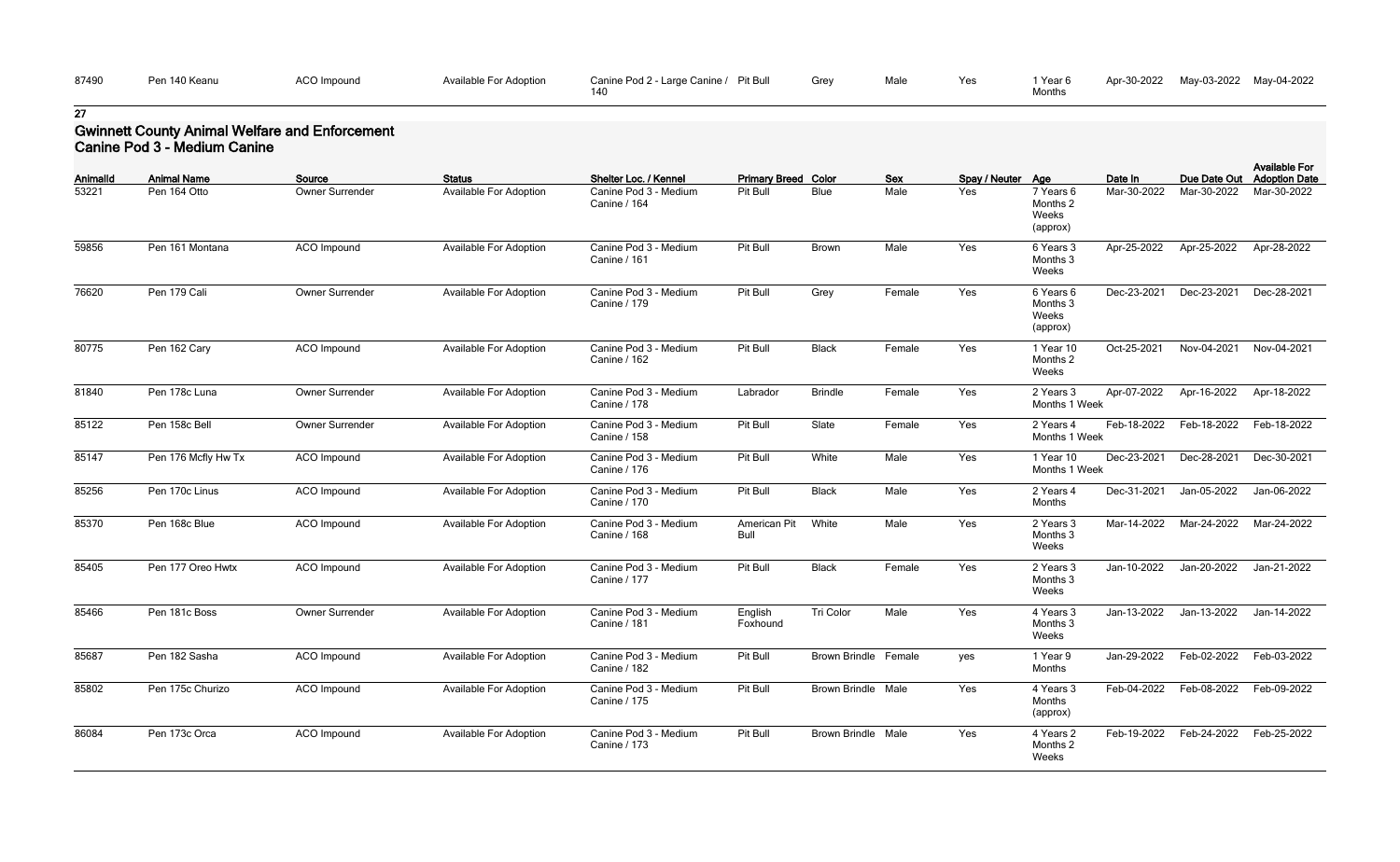| 87490 | Pen 140 Keanu | ACO Impound | Available For Adoption | Canine Pod 2 - Large Canine / 140 | Pit Bull | Grey | Male | Yes | 1 Year 6 Months | Apr-30-2022 | May-03-2022 | May-04-2022 |
|---|---|---|---|---|---|---|---|---|---|---|---|---|

**27**

## Gwinnett County Animal Welfare and Enforcement
### Canine Pod 3 - Medium Canine

| AnimalId | Animal Name | Source | Status | Shelter Loc. / Kennel | Primary Breed | Color | Sex | Spay / Neuter | Age | Date In | Due Date Out | Available For Adoption Date |
|---|---|---|---|---|---|---|---|---|---|---|---|---|
| 53221 | Pen 164 Otto | Owner Surrender | Available For Adoption | Canine Pod 3 - Medium Canine / 164 | Pit Bull | Blue | Male | Yes | 7 Years 6 Months 2 Weeks (approx) | Mar-30-2022 | Mar-30-2022 | Mar-30-2022 |
| 59856 | Pen 161 Montana | ACO Impound | Available For Adoption | Canine Pod 3 - Medium Canine / 161 | Pit Bull | Brown | Male | Yes | 6 Years 3 Months 3 Weeks | Apr-25-2022 | Apr-25-2022 | Apr-28-2022 |
| 76620 | Pen 179 Cali | Owner Surrender | Available For Adoption | Canine Pod 3 - Medium Canine / 179 | Pit Bull | Grey | Female | Yes | 6 Years 6 Months 3 Weeks (approx) | Dec-23-2021 | Dec-23-2021 | Dec-28-2021 |
| 80775 | Pen 162 Cary | ACO Impound | Available For Adoption | Canine Pod 3 - Medium Canine / 162 | Pit Bull | Black | Female | Yes | 1 Year 10 Months 2 Weeks | Oct-25-2021 | Nov-04-2021 | Nov-04-2021 |
| 81840 | Pen 178c Luna | Owner Surrender | Available For Adoption | Canine Pod 3 - Medium Canine / 178 | Labrador | Brindle | Female | Yes | 2 Years 3 Months 1 Week | Apr-07-2022 | Apr-16-2022 | Apr-18-2022 |
| 85122 | Pen 158c Bell | Owner Surrender | Available For Adoption | Canine Pod 3 - Medium Canine / 158 | Pit Bull | Slate | Female | Yes | 2 Years 4 Months 1 Week | Feb-18-2022 | Feb-18-2022 | Feb-18-2022 |
| 85147 | Pen 176 Mcfly Hw Tx | ACO Impound | Available For Adoption | Canine Pod 3 - Medium Canine / 176 | Pit Bull | White | Male | Yes | 1 Year 10 Months 1 Week | Dec-23-2021 | Dec-28-2021 | Dec-30-2021 |
| 85256 | Pen 170c Linus | ACO Impound | Available For Adoption | Canine Pod 3 - Medium Canine / 170 | Pit Bull | Black | Male | Yes | 2 Years 4 Months | Dec-31-2021 | Jan-05-2022 | Jan-06-2022 |
| 85370 | Pen 168c Blue | ACO Impound | Available For Adoption | Canine Pod 3 - Medium Canine / 168 | American Pit Bull | White | Male | Yes | 2 Years 3 Months 3 Weeks | Mar-14-2022 | Mar-24-2022 | Mar-24-2022 |
| 85405 | Pen 177 Oreo Hwtx | ACO Impound | Available For Adoption | Canine Pod 3 - Medium Canine / 177 | Pit Bull | Black | Female | Yes | 2 Years 3 Months 3 Weeks | Jan-10-2022 | Jan-20-2022 | Jan-21-2022 |
| 85466 | Pen 181c Boss | Owner Surrender | Available For Adoption | Canine Pod 3 - Medium Canine / 181 | English Foxhound | Tri Color | Male | Yes | 4 Years 3 Months 3 Weeks | Jan-13-2022 | Jan-13-2022 | Jan-14-2022 |
| 85687 | Pen 182 Sasha | ACO Impound | Available For Adoption | Canine Pod 3 - Medium Canine / 182 | Pit Bull | Brown Brindle | Female | yes | 1 Year 9 Months | Jan-29-2022 | Feb-02-2022 | Feb-03-2022 |
| 85802 | Pen 175c Churizo | ACO Impound | Available For Adoption | Canine Pod 3 - Medium Canine / 175 | Pit Bull | Brown Brindle | Male | Yes | 4 Years 3 Months (approx) | Feb-04-2022 | Feb-08-2022 | Feb-09-2022 |
| 86084 | Pen 173c Orca | ACO Impound | Available For Adoption | Canine Pod 3 - Medium Canine / 173 | Pit Bull | Brown Brindle | Male | Yes | 4 Years 2 Months 2 Weeks | Feb-19-2022 | Feb-24-2022 | Feb-25-2022 |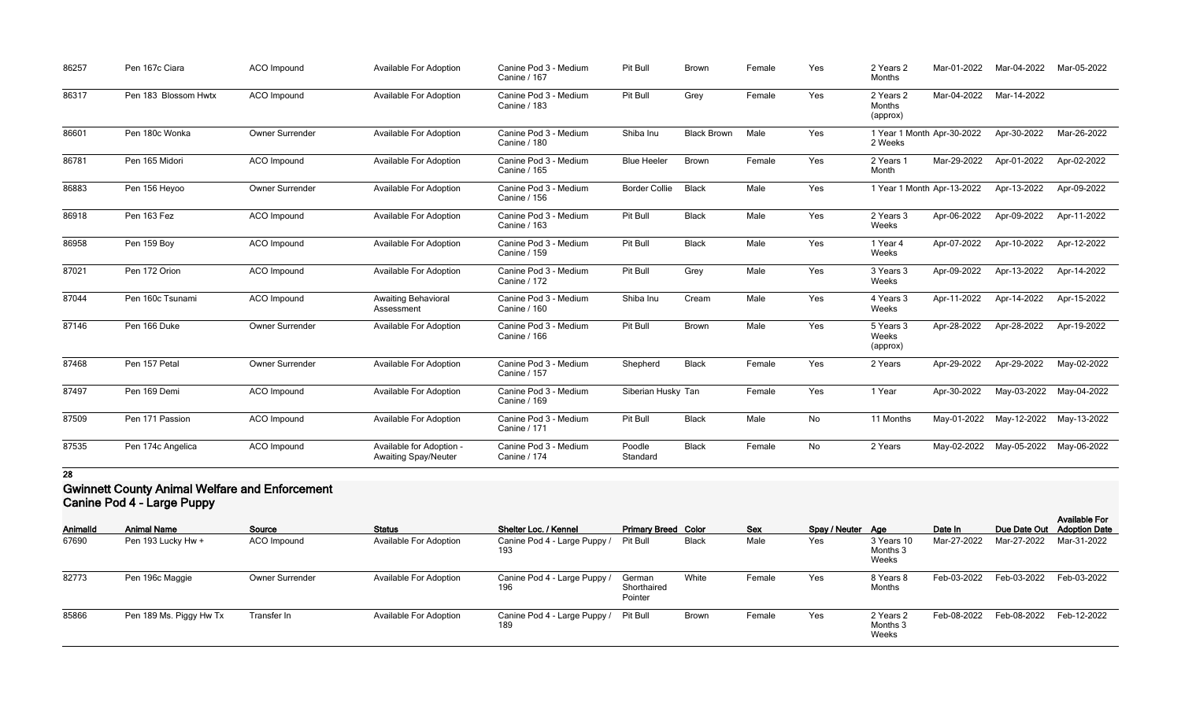| AnimalId | Animal Name | Source | Status | Shelter Loc. / Kennel | Primary Breed | Color | Sex | Spay / Neuter | Age | Date In | Due Date Out | Available For Adoption Date |
|---|---|---|---|---|---|---|---|---|---|---|---|---|
| 86257 | Pen 167c Ciara | ACO Impound | Available For Adoption | Canine Pod 3 - Medium Canine / 167 | Pit Bull | Brown | Female | Yes | 2 Years 2 Months | Mar-01-2022 | Mar-04-2022 | Mar-05-2022 |
| 86317 | Pen 183 Blossom Hwtx | ACO Impound | Available For Adoption | Canine Pod 3 - Medium Canine / 183 | Pit Bull | Grey | Female | Yes | 2 Years 2 Months (approx) | Mar-04-2022 | Mar-14-2022 | |
| 86601 | Pen 180c Wonka | Owner Surrender | Available For Adoption | Canine Pod 3 - Medium Canine / 180 | Shiba Inu | Black Brown | Male | Yes | 1 Year 1 Month 2 Weeks | Apr-30-2022 | Apr-30-2022 | Mar-26-2022 |
| 86781 | Pen 165 Midori | ACO Impound | Available For Adoption | Canine Pod 3 - Medium Canine / 165 | Blue Heeler | Brown | Female | Yes | 2 Years 1 Month | Mar-29-2022 | Apr-01-2022 | Apr-02-2022 |
| 86883 | Pen 156 Heyoo | Owner Surrender | Available For Adoption | Canine Pod 3 - Medium Canine / 156 | Border Collie | Black | Male | Yes | 1 Year 1 Month | Apr-13-2022 | Apr-13-2022 | Apr-09-2022 |
| 86918 | Pen 163 Fez | ACO Impound | Available For Adoption | Canine Pod 3 - Medium Canine / 163 | Pit Bull | Black | Male | Yes | 2 Years 3 Weeks | Apr-06-2022 | Apr-09-2022 | Apr-11-2022 |
| 86958 | Pen 159 Boy | ACO Impound | Available For Adoption | Canine Pod 3 - Medium Canine / 159 | Pit Bull | Black | Male | Yes | 1 Year 4 Weeks | Apr-07-2022 | Apr-10-2022 | Apr-12-2022 |
| 87021 | Pen 172 Orion | ACO Impound | Available For Adoption | Canine Pod 3 - Medium Canine / 172 | Pit Bull | Grey | Male | Yes | 3 Years 3 Weeks | Apr-09-2022 | Apr-13-2022 | Apr-14-2022 |
| 87044 | Pen 160c Tsunami | ACO Impound | Awaiting Behavioral Assessment | Canine Pod 3 - Medium Canine / 160 | Shiba Inu | Cream | Male | Yes | 4 Years 3 Weeks | Apr-11-2022 | Apr-14-2022 | Apr-15-2022 |
| 87146 | Pen 166 Duke | Owner Surrender | Available For Adoption | Canine Pod 3 - Medium Canine / 166 | Pit Bull | Brown | Male | Yes | 5 Years 3 Weeks (approx) | Apr-28-2022 | Apr-28-2022 | Apr-19-2022 |
| 87468 | Pen 157 Petal | Owner Surrender | Available For Adoption | Canine Pod 3 - Medium Canine / 157 | Shepherd | Black | Female | Yes | 2 Years | Apr-29-2022 | Apr-29-2022 | May-02-2022 |
| 87497 | Pen 169 Demi | ACO Impound | Available For Adoption | Canine Pod 3 - Medium Canine / 169 | Siberian Husky | Tan | Female | Yes | 1 Year | Apr-30-2022 | May-03-2022 | May-04-2022 |
| 87509 | Pen 171 Passion | ACO Impound | Available For Adoption | Canine Pod 3 - Medium Canine / 171 | Pit Bull | Black | Male | No | 11 Months | May-01-2022 | May-12-2022 | May-13-2022 |
| 87535 | Pen 174c Angelica | ACO Impound | Available for Adoption - Awaiting Spay/Neuter | Canine Pod 3 - Medium Canine / 174 | Poodle Standard | Black | Female | No | 2 Years | May-02-2022 | May-05-2022 | May-06-2022 |

**28**

## Gwinnett County Animal Welfare and Enforcement
### Canine Pod 4 - Large Puppy

| AnimalId | Animal Name | Source | Status | Shelter Loc. / Kennel | Primary Breed | Color | Sex | Spay / Neuter | Age | Date In | Due Date Out | Available For Adoption Date |
|---|---|---|---|---|---|---|---|---|---|---|---|---|
| 67690 | Pen 193 Lucky Hw + | ACO Impound | Available For Adoption | Canine Pod 4 - Large Puppy / 193 | Pit Bull | Black | Male | Yes | 3 Years 10 Months 3 Weeks | Mar-27-2022 | Mar-27-2022 | Mar-31-2022 |
| 82773 | Pen 196c Maggie | Owner Surrender | Available For Adoption | Canine Pod 4 - Large Puppy / 196 | German Shorthaired Pointer | White | Female | Yes | 8 Years 8 Months | Feb-03-2022 | Feb-03-2022 | Feb-03-2022 |
| 85866 | Pen 189 Ms. Piggy Hw Tx | Transfer In | Available For Adoption | Canine Pod 4 - Large Puppy / 189 | Pit Bull | Brown | Female | Yes | 2 Years 2 Months 3 Weeks | Feb-08-2022 | Feb-08-2022 | Feb-12-2022 |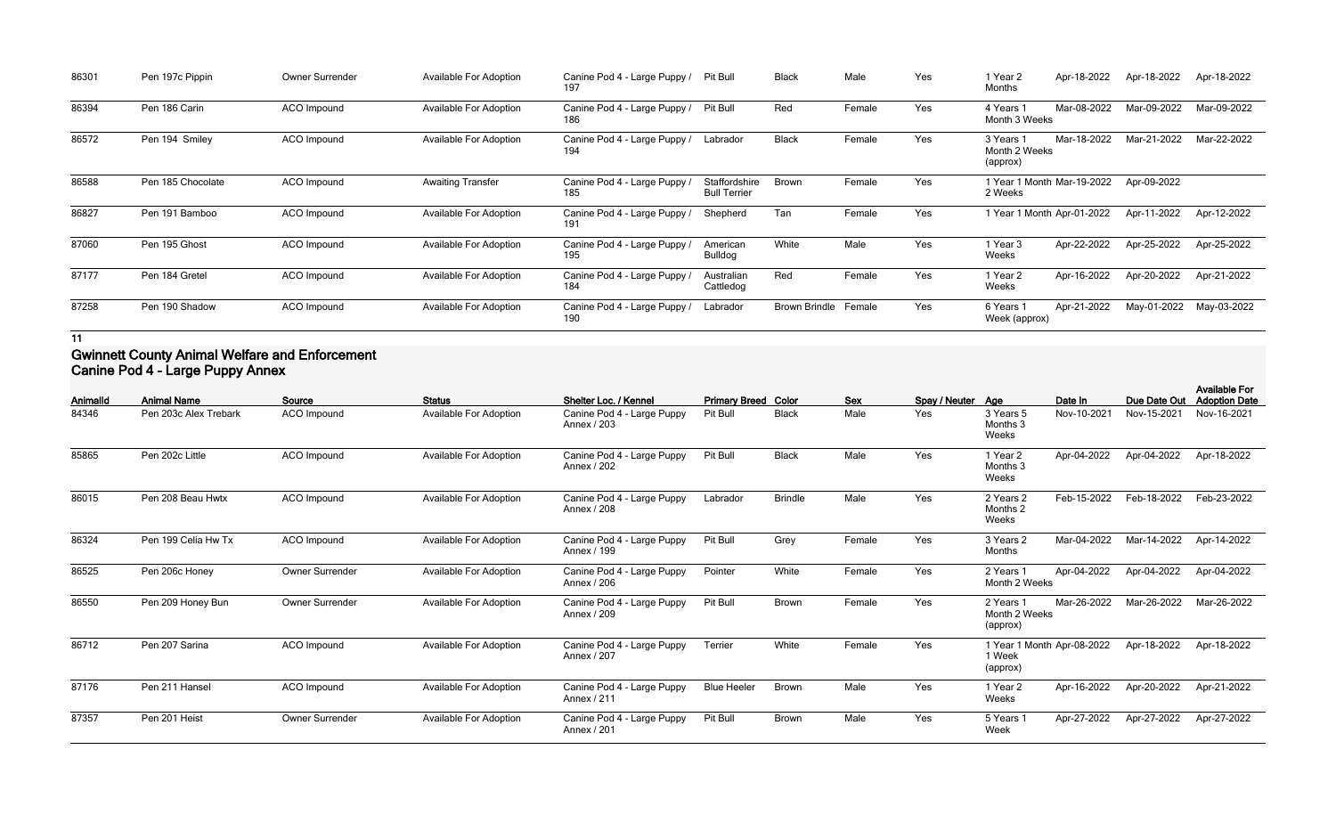| AnimalId | Animal Name | Source | Status | Shelter Loc. / Kennel | Primary Breed | Color | Sex | Spay / Neuter | Age | Date In | Due Date Out | Available For Adoption Date |
|---|---|---|---|---|---|---|---|---|---|---|---|---|
| 86301 | Pen 197c Pippin | Owner Surrender | Available For Adoption | Canine Pod 4 - Large Puppy / 197 | Pit Bull | Black | Male | Yes | 1 Year 2 Months | Apr-18-2022 | Apr-18-2022 | Apr-18-2022 |
| 86394 | Pen 186 Carin | ACO Impound | Available For Adoption | Canine Pod 4 - Large Puppy / 186 | Pit Bull | Red | Female | Yes | 4 Years 1 Month 3 Weeks | Mar-08-2022 | Mar-09-2022 | Mar-09-2022 |
| 86572 | Pen 194 Smiley | ACO Impound | Available For Adoption | Canine Pod 4 - Large Puppy / 194 | Labrador | Black | Female | Yes | 3 Years 1 Month 2 Weeks (approx) | Mar-18-2022 | Mar-21-2022 | Mar-22-2022 |
| 86588 | Pen 185 Chocolate | ACO Impound | Awaiting Transfer | Canine Pod 4 - Large Puppy / 185 | Staffordshire Bull Terrier | Brown | Female | Yes | 1 Year 1 Month 2 Weeks | Mar-19-2022 | Apr-09-2022 | |
| 86827 | Pen 191 Bamboo | ACO Impound | Available For Adoption | Canine Pod 4 - Large Puppy / 191 | Shepherd | Tan | Female | Yes | 1 Year 1 Month | Apr-01-2022 | Apr-11-2022 | Apr-12-2022 |
| 87060 | Pen 195 Ghost | ACO Impound | Available For Adoption | Canine Pod 4 - Large Puppy / 195 | American Bulldog | White | Male | Yes | 1 Year 3 Weeks | Apr-22-2022 | Apr-25-2022 | Apr-25-2022 |
| 87177 | Pen 184 Gretel | ACO Impound | Available For Adoption | Canine Pod 4 - Large Puppy / 184 | Australian Cattledog | Red | Female | Yes | 1 Year 2 Weeks | Apr-16-2022 | Apr-20-2022 | Apr-21-2022 |
| 87258 | Pen 190 Shadow | ACO Impound | Available For Adoption | Canine Pod 4 - Large Puppy / 190 | Labrador | Brown Brindle | Female | Yes | 6 Years 1 Week (approx) | Apr-21-2022 | May-01-2022 | May-03-2022 |

11

## Gwinnett County Animal Welfare and Enforcement
## Canine Pod 4 - Large Puppy Annex

| AnimalId | Animal Name | Source | Status | Shelter Loc. / Kennel | Primary Breed | Color | Sex | Spay / Neuter | Age | Date In | Due Date Out | Available For Adoption Date |
|---|---|---|---|---|---|---|---|---|---|---|---|---|
| 84346 | Pen 203c Alex Trebark | ACO Impound | Available For Adoption | Canine Pod 4 - Large Puppy Annex / 203 | Pit Bull | Black | Male | Yes | 3 Years 5 Months 3 Weeks | Nov-10-2021 | Nov-15-2021 | Nov-16-2021 |
| 85865 | Pen 202c Little | ACO Impound | Available For Adoption | Canine Pod 4 - Large Puppy Annex / 202 | Pit Bull | Black | Male | Yes | 1 Year 2 Months 3 Weeks | Apr-04-2022 | Apr-04-2022 | Apr-18-2022 |
| 86015 | Pen 208 Beau Hwtx | ACO Impound | Available For Adoption | Canine Pod 4 - Large Puppy Annex / 208 | Labrador | Brindle | Male | Yes | 2 Years 2 Months 2 Weeks | Feb-15-2022 | Feb-18-2022 | Feb-23-2022 |
| 86324 | Pen 199 Celia Hw Tx | ACO Impound | Available For Adoption | Canine Pod 4 - Large Puppy Annex / 199 | Pit Bull | Grey | Female | Yes | 3 Years 2 Months | Mar-04-2022 | Mar-14-2022 | Apr-14-2022 |
| 86525 | Pen 206c Honey | Owner Surrender | Available For Adoption | Canine Pod 4 - Large Puppy Annex / 206 | Pointer | White | Female | Yes | 2 Years 1 Month 2 Weeks | Apr-04-2022 | Apr-04-2022 | Apr-04-2022 |
| 86550 | Pen 209 Honey Bun | Owner Surrender | Available For Adoption | Canine Pod 4 - Large Puppy Annex / 209 | Pit Bull | Brown | Female | Yes | 2 Years 1 Month 2 Weeks (approx) | Mar-26-2022 | Mar-26-2022 | Mar-26-2022 |
| 86712 | Pen 207 Sarina | ACO Impound | Available For Adoption | Canine Pod 4 - Large Puppy Annex / 207 | Terrier | White | Female | Yes | 1 Year 1 Month 1 Week (approx) | Apr-08-2022 | Apr-18-2022 | Apr-18-2022 |
| 87176 | Pen 211 Hansel | ACO Impound | Available For Adoption | Canine Pod 4 - Large Puppy Annex / 211 | Blue Heeler | Brown | Male | Yes | 1 Year 2 Weeks | Apr-16-2022 | Apr-20-2022 | Apr-21-2022 |
| 87357 | Pen 201 Heist | Owner Surrender | Available For Adoption | Canine Pod 4 - Large Puppy Annex / 201 | Pit Bull | Brown | Male | Yes | 5 Years 1 Week | Apr-27-2022 | Apr-27-2022 | Apr-27-2022 |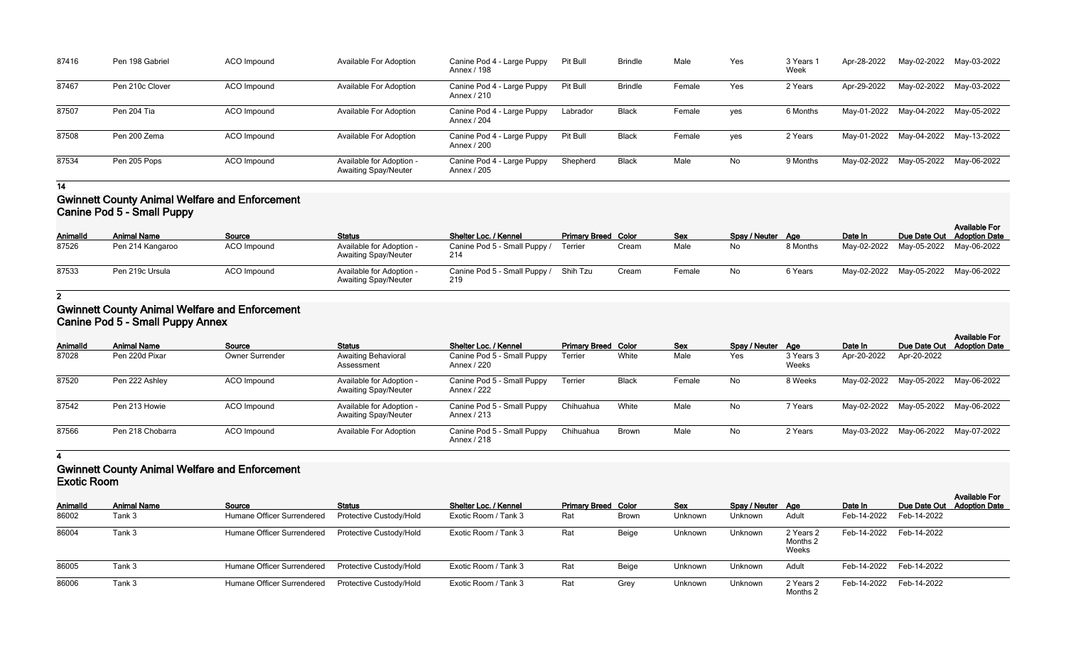| AnimalId | Animal Name | Source | Status | Shelter Loc. / Kennel | Primary Breed | Color | Sex | Spay / Neuter | Age | Date In | Due Date Out | Available For Adoption Date |
|---|---|---|---|---|---|---|---|---|---|---|---|---|
| 87416 | Pen 198 Gabriel | ACO Impound | Available For Adoption | Canine Pod 4 - Large Puppy Annex / 198 | Pit Bull | Brindle | Male | Yes | 3 Years 1 Week | Apr-28-2022 | May-02-2022 | May-03-2022 |
| 87467 | Pen 210c Clover | ACO Impound | Available For Adoption | Canine Pod 4 - Large Puppy Annex / 210 | Pit Bull | Brindle | Female | Yes | 2 Years | Apr-29-2022 | May-02-2022 | May-03-2022 |
| 87507 | Pen 204 Tia | ACO Impound | Available For Adoption | Canine Pod 4 - Large Puppy Annex / 204 | Labrador | Black | Female | yes | 6 Months | May-01-2022 | May-04-2022 | May-05-2022 |
| 87508 | Pen 200 Zema | ACO Impound | Available For Adoption | Canine Pod 4 - Large Puppy Annex / 200 | Pit Bull | Black | Female | yes | 2 Years | May-01-2022 | May-04-2022 | May-13-2022 |
| 87534 | Pen 205 Pops | ACO Impound | Available for Adoption - Awaiting Spay/Neuter | Canine Pod 4 - Large Puppy Annex / 205 | Shepherd | Black | Male | No | 9 Months | May-02-2022 | May-05-2022 | May-06-2022 |

**14**

## Gwinnett County Animal Welfare and Enforcement
### Canine Pod 5 - Small Puppy

| AnimalId | Animal Name | Source | Status | Shelter Loc. / Kennel | Primary Breed | Color | Sex | Spay / Neuter | Age | Date In | Due Date Out | Available For Adoption Date |
|---|---|---|---|---|---|---|---|---|---|---|---|---|
| 87526 | Pen 214 Kangaroo | ACO Impound | Available for Adoption - Awaiting Spay/Neuter | Canine Pod 5 - Small Puppy / 214 | Terrier | Cream | Male | No | 8 Months | May-02-2022 | May-05-2022 | May-06-2022 |
| 87533 | Pen 219c Ursula | ACO Impound | Available for Adoption - Awaiting Spay/Neuter | Canine Pod 5 - Small Puppy / 219 | Shih Tzu | Cream | Female | No | 6 Years | May-02-2022 | May-05-2022 | May-06-2022 |

**2**

## Gwinnett County Animal Welfare and Enforcement
### Canine Pod 5 - Small Puppy Annex

| AnimalId | Animal Name | Source | Status | Shelter Loc. / Kennel | Primary Breed | Color | Sex | Spay / Neuter | Age | Date In | Due Date Out | Available For Adoption Date |
|---|---|---|---|---|---|---|---|---|---|---|---|---|
| 87028 | Pen 220d Pixar | Owner Surrender | Awaiting Behavioral Assessment | Canine Pod 5 - Small Puppy Annex / 220 | Terrier | White | Male | Yes | 3 Years 3 Weeks | Apr-20-2022 | Apr-20-2022 | |
| 87520 | Pen 222 Ashley | ACO Impound | Available for Adoption - Awaiting Spay/Neuter | Canine Pod 5 - Small Puppy Annex / 222 | Terrier | Black | Female | No | 8 Weeks | May-02-2022 | May-05-2022 | May-06-2022 |
| 87542 | Pen 213 Howie | ACO Impound | Available for Adoption - Awaiting Spay/Neuter | Canine Pod 5 - Small Puppy Annex / 213 | Chihuahua | White | Male | No | 7 Years | May-02-2022 | May-05-2022 | May-06-2022 |
| 87566 | Pen 218 Chobarra | ACO Impound | Available For Adoption | Canine Pod 5 - Small Puppy Annex / 218 | Chihuahua | Brown | Male | No | 2 Years | May-03-2022 | May-06-2022 | May-07-2022 |

**4**

## Gwinnett County Animal Welfare and Enforcement
### Exotic Room

| AnimalId | Animal Name | Source | Status | Shelter Loc. / Kennel | Primary Breed | Color | Sex | Spay / Neuter | Age | Date In | Due Date Out | Available For Adoption Date |
|---|---|---|---|---|---|---|---|---|---|---|---|---|
| 86002 | Tank 3 | Humane Officer Surrendered | Protective Custody/Hold | Exotic Room / Tank 3 | Rat | Brown | Unknown | Unknown | Adult | Feb-14-2022 | Feb-14-2022 | |
| 86004 | Tank 3 | Humane Officer Surrendered | Protective Custody/Hold | Exotic Room / Tank 3 | Rat | Beige | Unknown | Unknown | 2 Years 2 Months 2 Weeks | Feb-14-2022 | Feb-14-2022 | |
| 86005 | Tank 3 | Humane Officer Surrendered | Protective Custody/Hold | Exotic Room / Tank 3 | Rat | Beige | Unknown | Unknown | Adult | Feb-14-2022 | Feb-14-2022 | |
| 86006 | Tank 3 | Humane Officer Surrendered | Protective Custody/Hold | Exotic Room / Tank 3 | Rat | Grey | Unknown | Unknown | 2 Years 2 Months 2 | Feb-14-2022 | Feb-14-2022 | |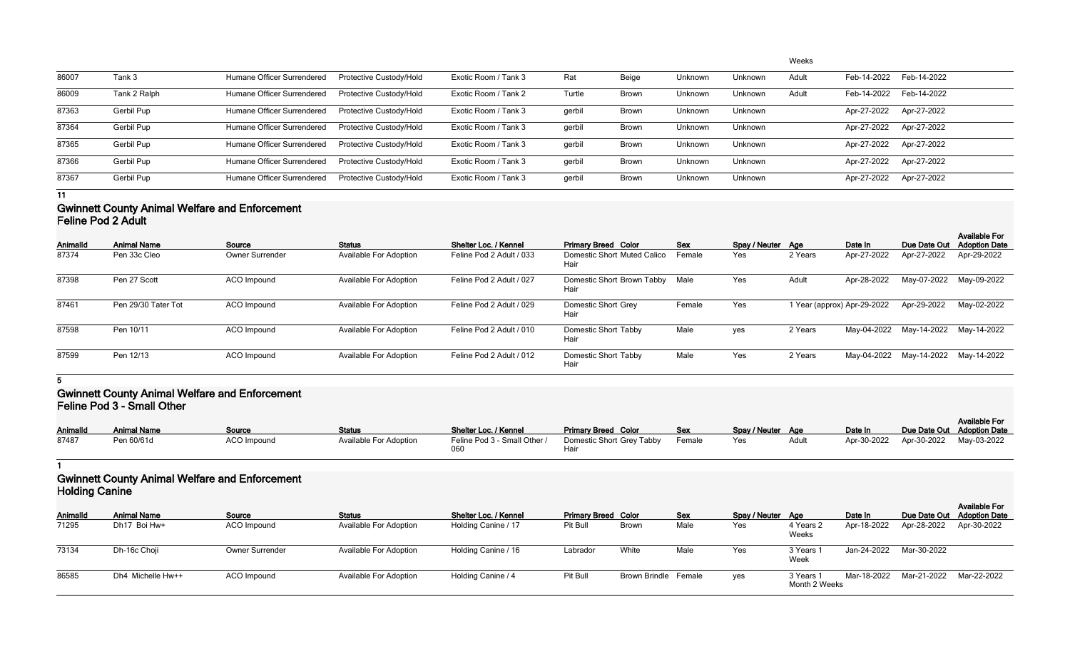| | | | | | | | | | Weeks | | | |
|---|---|---|---|---|---|---|---|---|---|---|---|---|
| 86007 | Tank 3 | Humane Officer Surrendered | Protective Custody/Hold | Exotic Room / Tank 3 | Rat | Beige | Unknown | Unknown | Adult | Feb-14-2022 | Feb-14-2022 | |
| 86009 | Tank 2 Ralph | Humane Officer Surrendered | Protective Custody/Hold | Exotic Room / Tank 2 | Turtle | Brown | Unknown | Unknown | Adult | Feb-14-2022 | Feb-14-2022 | |
| 87363 | Gerbil Pup | Humane Officer Surrendered | Protective Custody/Hold | Exotic Room / Tank 3 | gerbil | Brown | Unknown | Unknown | | Apr-27-2022 | Apr-27-2022 | |
| 87364 | Gerbil Pup | Humane Officer Surrendered | Protective Custody/Hold | Exotic Room / Tank 3 | gerbil | Brown | Unknown | Unknown | | Apr-27-2022 | Apr-27-2022 | |
| 87365 | Gerbil Pup | Humane Officer Surrendered | Protective Custody/Hold | Exotic Room / Tank 3 | gerbil | Brown | Unknown | Unknown | | Apr-27-2022 | Apr-27-2022 | |
| 87366 | Gerbil Pup | Humane Officer Surrendered | Protective Custody/Hold | Exotic Room / Tank 3 | gerbil | Brown | Unknown | Unknown | | Apr-27-2022 | Apr-27-2022 | |
| 87367 | Gerbil Pup | Humane Officer Surrendered | Protective Custody/Hold | Exotic Room / Tank 3 | gerbil | Brown | Unknown | Unknown | | Apr-27-2022 | Apr-27-2022 | |

**11**

## Gwinnett County Animal Welfare and Enforcement
## Feline Pod 2 Adult

| AnimalId | Animal Name | Source | Status | Shelter Loc. / Kennel | Primary Breed | Color | Sex | Spay / Neuter | Age | Date In | Due Date Out | Available For Adoption Date |
|---|---|---|---|---|---|---|---|---|---|---|---|---|
| 87374 | Pen 33c Cleo | Owner Surrender | Available For Adoption | Feline Pod 2 Adult / 033 | Domestic Short Hair | Muted Calico | Female | Yes | 2 Years | Apr-27-2022 | Apr-27-2022 | Apr-29-2022 |
| 87398 | Pen 27 Scott | ACO Impound | Available For Adoption | Feline Pod 2 Adult / 027 | Domestic Short Hair | Brown Tabby | Male | Yes | Adult | Apr-28-2022 | May-07-2022 | May-09-2022 |
| 87461 | Pen 29/30 Tater Tot | ACO Impound | Available For Adoption | Feline Pod 2 Adult / 029 | Domestic Short Hair | Grey | Female | Yes | 1 Year (approx) | Apr-29-2022 | Apr-29-2022 | May-02-2022 |
| 87598 | Pen 10/11 | ACO Impound | Available For Adoption | Feline Pod 2 Adult / 010 | Domestic Short Hair | Tabby | Male | yes | 2 Years | May-04-2022 | May-14-2022 | May-14-2022 |
| 87599 | Pen 12/13 | ACO Impound | Available For Adoption | Feline Pod 2 Adult / 012 | Domestic Short Hair | Tabby | Male | Yes | 2 Years | May-04-2022 | May-14-2022 | May-14-2022 |

**5**

## Gwinnett County Animal Welfare and Enforcement
## Feline Pod 3 - Small Other

| AnimalId | Animal Name | Source | Status | Shelter Loc. / Kennel | Primary Breed | Color | Sex | Spay / Neuter | Age | Date In | Due Date Out | Available For Adoption Date |
|---|---|---|---|---|---|---|---|---|---|---|---|---|
| 87487 | Pen 60/61d | ACO Impound | Available For Adoption | Feline Pod 3 - Small Other / 060 | Domestic Short Hair | Grey Tabby | Female | Yes | Adult | Apr-30-2022 | Apr-30-2022 | May-03-2022 |

**1**

## Gwinnett County Animal Welfare and Enforcement
## Holding Canine

| AnimalId | Animal Name | Source | Status | Shelter Loc. / Kennel | Primary Breed | Color | Sex | Spay / Neuter | Age | Date In | Due Date Out | Available For Adoption Date |
|---|---|---|---|---|---|---|---|---|---|---|---|---|
| 71295 | Dh17 Boi Hw+ | ACO Impound | Available For Adoption | Holding Canine / 17 | Pit Bull | Brown | Male | Yes | 4 Years 2 Weeks | Apr-18-2022 | Apr-28-2022 | Apr-30-2022 |
| 73134 | Dh-16c Choji | Owner Surrender | Available For Adoption | Holding Canine / 16 | Labrador | White | Male | Yes | 3 Years 1 Week | Jan-24-2022 | Mar-30-2022 | |
| 86585 | Dh4 Michelle Hw++ | ACO Impound | Available For Adoption | Holding Canine / 4 | Pit Bull | Brown Brindle | Female | yes | 3 Years 1 Month 2 Weeks | Mar-18-2022 | Mar-21-2022 | Mar-22-2022 |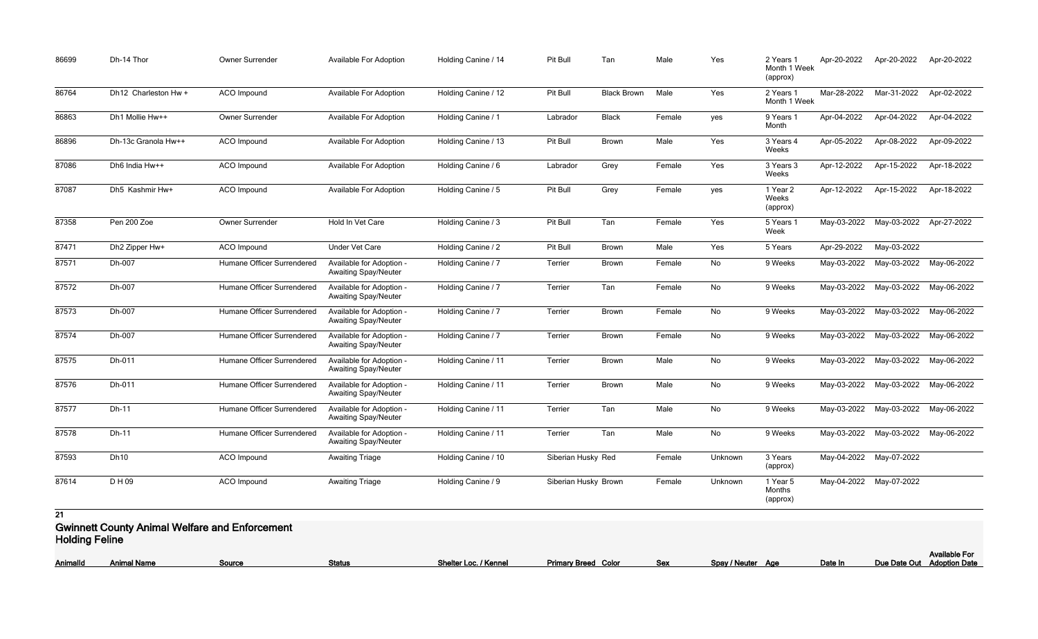| 86699 | Dh-14 Thor | Owner Surrender | Available For Adoption | Holding Canine / 14 | Pit Bull | Tan | Male | Yes | 2 Years 1 Month 1 Week (approx) | Apr-20-2022 | Apr-20-2022 | Apr-20-2022 |
|---|---|---|---|---|---|---|---|---|---|---|---|---|
| 86764 | Dh12 Charleston Hw + | ACO Impound | Available For Adoption | Holding Canine / 12 | Pit Bull | Black Brown | Male | Yes | 2 Years 1 Month 1 Week | Mar-28-2022 | Mar-31-2022 | Apr-02-2022 |
| 86863 | Dh1 Mollie Hw++ | Owner Surrender | Available For Adoption | Holding Canine / 1 | Labrador | Black | Female | yes | 9 Years 1 Month | Apr-04-2022 | Apr-04-2022 | Apr-04-2022 |
| 86896 | Dh-13c Granola Hw++ | ACO Impound | Available For Adoption | Holding Canine / 13 | Pit Bull | Brown | Male | Yes | 3 Years 4 Weeks | Apr-05-2022 | Apr-08-2022 | Apr-09-2022 |
| 87086 | Dh6 India Hw++ | ACO Impound | Available For Adoption | Holding Canine / 6 | Labrador | Grey | Female | Yes | 3 Years 3 Weeks | Apr-12-2022 | Apr-15-2022 | Apr-18-2022 |
| 87087 | Dh5 Kashmir Hw+ | ACO Impound | Available For Adoption | Holding Canine / 5 | Pit Bull | Grey | Female | yes | 1 Year 2 Weeks (approx) | Apr-12-2022 | Apr-15-2022 | Apr-18-2022 |
| 87358 | Pen 200 Zoe | Owner Surrender | Hold In Vet Care | Holding Canine / 3 | Pit Bull | Tan | Female | Yes | 5 Years 1 Week | May-03-2022 | May-03-2022 | Apr-27-2022 |
| 87471 | Dh2 Zipper Hw+ | ACO Impound | Under Vet Care | Holding Canine / 2 | Pit Bull | Brown | Male | Yes | 5 Years | Apr-29-2022 | May-03-2022 | |
| 87571 | Dh-007 | Humane Officer Surrendered | Available for Adoption - Awaiting Spay/Neuter | Holding Canine / 7 | Terrier | Brown | Female | No | 9 Weeks | May-03-2022 | May-03-2022 | May-06-2022 |
| 87572 | Dh-007 | Humane Officer Surrendered | Available for Adoption - Awaiting Spay/Neuter | Holding Canine / 7 | Terrier | Tan | Female | No | 9 Weeks | May-03-2022 | May-03-2022 | May-06-2022 |
| 87573 | Dh-007 | Humane Officer Surrendered | Available for Adoption - Awaiting Spay/Neuter | Holding Canine / 7 | Terrier | Brown | Female | No | 9 Weeks | May-03-2022 | May-03-2022 | May-06-2022 |
| 87574 | Dh-007 | Humane Officer Surrendered | Available for Adoption - Awaiting Spay/Neuter | Holding Canine / 7 | Terrier | Brown | Female | No | 9 Weeks | May-03-2022 | May-03-2022 | May-06-2022 |
| 87575 | Dh-011 | Humane Officer Surrendered | Available for Adoption - Awaiting Spay/Neuter | Holding Canine / 11 | Terrier | Brown | Male | No | 9 Weeks | May-03-2022 | May-03-2022 | May-06-2022 |
| 87576 | Dh-011 | Humane Officer Surrendered | Available for Adoption - Awaiting Spay/Neuter | Holding Canine / 11 | Terrier | Brown | Male | No | 9 Weeks | May-03-2022 | May-03-2022 | May-06-2022 |
| 87577 | Dh-11 | Humane Officer Surrendered | Available for Adoption - Awaiting Spay/Neuter | Holding Canine / 11 | Terrier | Tan | Male | No | 9 Weeks | May-03-2022 | May-03-2022 | May-06-2022 |
| 87578 | Dh-11 | Humane Officer Surrendered | Available for Adoption - Awaiting Spay/Neuter | Holding Canine / 11 | Terrier | Tan | Male | No | 9 Weeks | May-03-2022 | May-03-2022 | May-06-2022 |
| 87593 | Dh10 | ACO Impound | Awaiting Triage | Holding Canine / 10 | Siberian Husky | Red | Female | Unknown | 3 Years (approx) | May-04-2022 | May-07-2022 | |
| 87614 | D H 09 | ACO Impound | Awaiting Triage | Holding Canine / 9 | Siberian Husky | Brown | Female | Unknown | 1 Year 5 Months (approx) | May-04-2022 | May-07-2022 | |

21

## Gwinnett County Animal Welfare and Enforcement
### Holding Feline

| AnimalId | Animal Name | Source | Status | Shelter Loc. / Kennel | Primary Breed | Color | Sex | Spay / Neuter | Age | Date In | Due Date Out | Available For Adoption Date |
|---|---|---|---|---|---|---|---|---|---|---|---|---|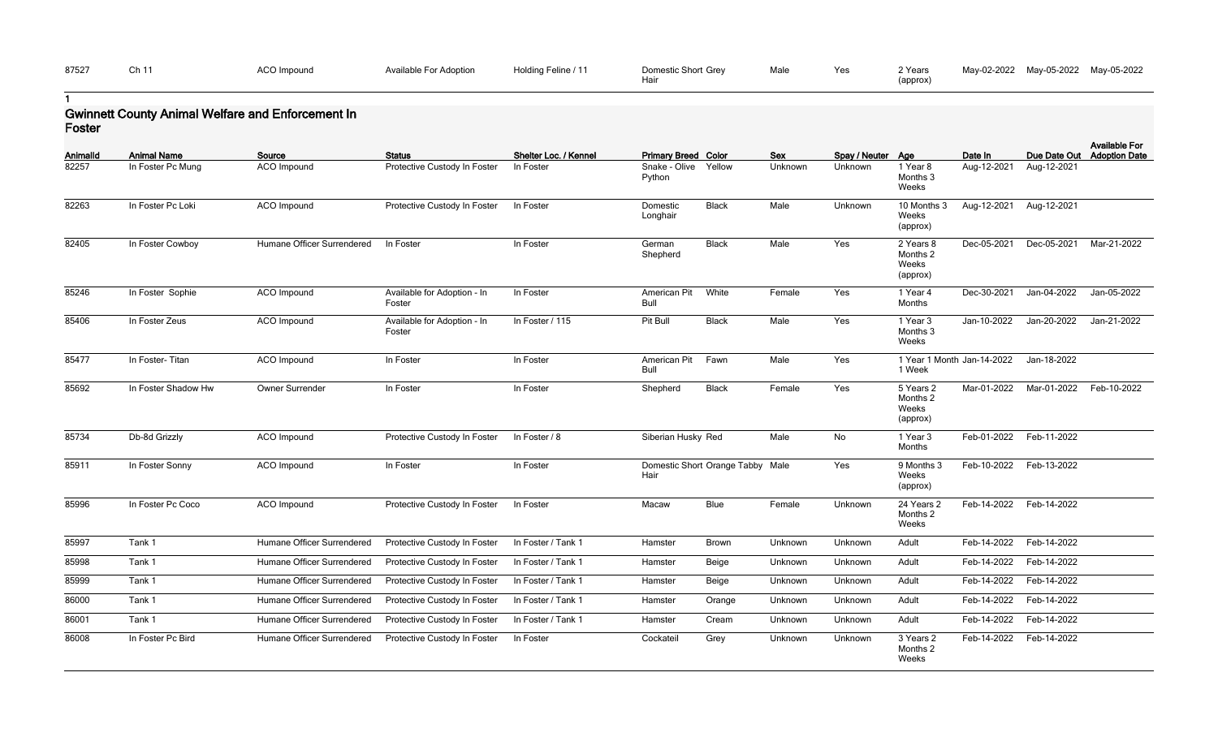| 87527 | Ch 11 | ACO Impound | Available For Adoption | Holding Feline / 11 | Domestic Short Hair | Grey | Male | Yes | 2 Years (approx) | May-02-2022 | May-05-2022 | May-05-2022 |
|---|---|---|---|---|---|---|---|---|---|---|---|---|

1

## Gwinnett County Animal Welfare and Enforcement In Foster

| AnimalId | Animal Name | Source | Status | Shelter Loc. / Kennel | Primary Breed | Color | Sex | Spay / Neuter | Age | Date In | Due Date Out | Available For Adoption Date |
|---|---|---|---|---|---|---|---|---|---|---|---|---|
| 82257 | In Foster Pc Mung | ACO Impound | Protective Custody In Foster | In Foster | Snake - Olive Python | Yellow | Unknown | Unknown | 1 Year 8 Months 3 Weeks | Aug-12-2021 | Aug-12-2021 | |
| 82263 | In Foster Pc Loki | ACO Impound | Protective Custody In Foster | In Foster | Domestic Longhair | Black | Male | Unknown | 10 Months 3 Weeks (approx) | Aug-12-2021 | Aug-12-2021 | |
| 82405 | In Foster Cowboy | Humane Officer Surrendered | In Foster | In Foster | German Shepherd | Black | Male | Yes | 2 Years 8 Months 2 Weeks (approx) | Dec-05-2021 | Dec-05-2021 | Mar-21-2022 |
| 85246 | In Foster Sophie | ACO Impound | Available for Adoption - In Foster | In Foster | American Pit Bull | White | Female | Yes | 1 Year 4 Months | Dec-30-2021 | Jan-04-2022 | Jan-05-2022 |
| 85406 | In Foster Zeus | ACO Impound | Available for Adoption - In Foster | In Foster / 115 | Pit Bull | Black | Male | Yes | 1 Year 3 Months 3 Weeks | Jan-10-2022 | Jan-20-2022 | Jan-21-2022 |
| 85477 | In Foster- Titan | ACO Impound | In Foster | In Foster | American Pit Bull | Fawn | Male | Yes | 1 Year 1 Month 1 Week | Jan-14-2022 | Jan-18-2022 | |
| 85692 | In Foster Shadow Hw | Owner Surrender | In Foster | In Foster | Shepherd | Black | Female | Yes | 5 Years 2 Months 2 Weeks (approx) | Mar-01-2022 | Mar-01-2022 | Feb-10-2022 |
| 85734 | Db-8d Grizzly | ACO Impound | Protective Custody In Foster | In Foster / 8 | Siberian Husky | Red | Male | No | 1 Year 3 Months | Feb-01-2022 | Feb-11-2022 | |
| 85911 | In Foster Sonny | ACO Impound | In Foster | In Foster | Domestic Short Hair | Orange Tabby | Male | Yes | 9 Months 3 Weeks (approx) | Feb-10-2022 | Feb-13-2022 | |
| 85996 | In Foster Pc Coco | ACO Impound | Protective Custody In Foster | In Foster | Macaw | Blue | Female | Unknown | 24 Years 2 Months 2 Weeks | Feb-14-2022 | Feb-14-2022 | |
| 85997 | Tank 1 | Humane Officer Surrendered | Protective Custody In Foster | In Foster / Tank 1 | Hamster | Brown | Unknown | Unknown | Adult | Feb-14-2022 | Feb-14-2022 | |
| 85998 | Tank 1 | Humane Officer Surrendered | Protective Custody In Foster | In Foster / Tank 1 | Hamster | Beige | Unknown | Unknown | Adult | Feb-14-2022 | Feb-14-2022 | |
| 85999 | Tank 1 | Humane Officer Surrendered | Protective Custody In Foster | In Foster / Tank 1 | Hamster | Beige | Unknown | Unknown | Adult | Feb-14-2022 | Feb-14-2022 | |
| 86000 | Tank 1 | Humane Officer Surrendered | Protective Custody In Foster | In Foster / Tank 1 | Hamster | Orange | Unknown | Unknown | Adult | Feb-14-2022 | Feb-14-2022 | |
| 86001 | Tank 1 | Humane Officer Surrendered | Protective Custody In Foster | In Foster / Tank 1 | Hamster | Cream | Unknown | Unknown | Adult | Feb-14-2022 | Feb-14-2022 | |
| 86008 | In Foster Pc Bird | Humane Officer Surrendered | Protective Custody In Foster | In Foster | Cockateil | Grey | Unknown | Unknown | 3 Years 2 Months 2 Weeks | Feb-14-2022 | Feb-14-2022 | |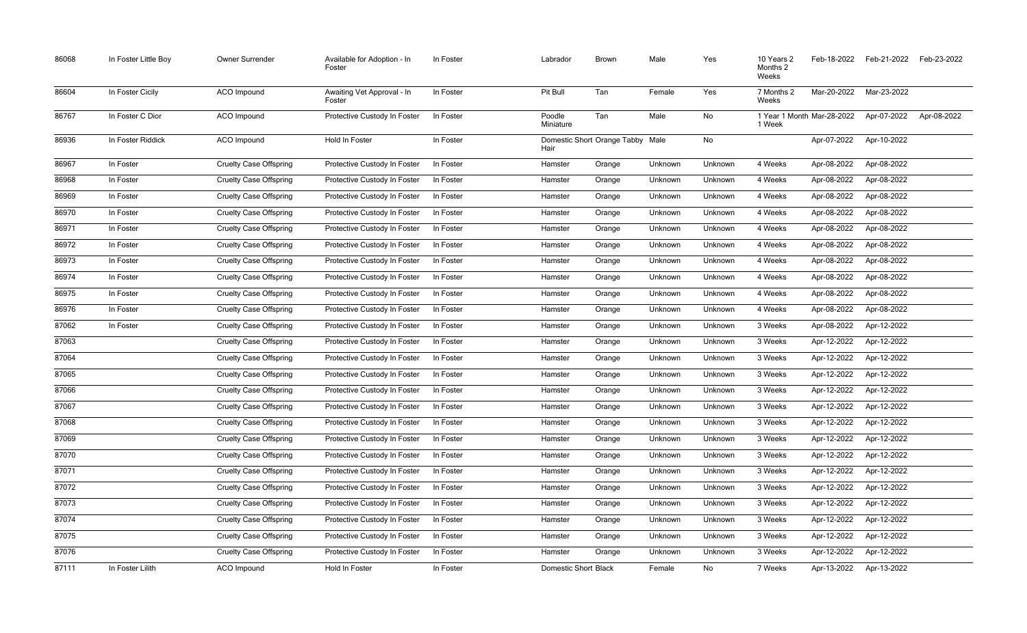| | | | | | | | | | | | | |
|---|---|---|---|---|---|---|---|---|---|---|---|---|
| 86068 | In Foster Little Boy | Owner Surrender | Available for Adoption - In Foster | In Foster | Labrador | Brown | Male | Yes | 10 Years 2 Months 2 Weeks | Feb-18-2022 | Feb-21-2022 | Feb-23-2022 |
| 86604 | In Foster Cicily | ACO Impound | Awaiting Vet Approval - In Foster | In Foster | Pit Bull | Tan | Female | Yes | 7 Months 2 Weeks | Mar-20-2022 | Mar-23-2022 | |
| 86767 | In Foster C Dior | ACO Impound | Protective Custody In Foster | In Foster | Poodle Miniature | Tan | Male | No | 1 Year 1 Month 1 Week | Mar-28-2022 | Apr-07-2022 | Apr-08-2022 |
| 86936 | In Foster Riddick | ACO Impound | Hold In Foster | In Foster | Domestic Short Hair | Orange Tabby | Male | No | | Apr-07-2022 | Apr-10-2022 | |
| 86967 | In Foster | Cruelty Case Offspring | Protective Custody In Foster | In Foster | Hamster | Orange | Unknown | Unknown | 4 Weeks | Apr-08-2022 | Apr-08-2022 | |
| 86968 | In Foster | Cruelty Case Offspring | Protective Custody In Foster | In Foster | Hamster | Orange | Unknown | Unknown | 4 Weeks | Apr-08-2022 | Apr-08-2022 | |
| 86969 | In Foster | Cruelty Case Offspring | Protective Custody In Foster | In Foster | Hamster | Orange | Unknown | Unknown | 4 Weeks | Apr-08-2022 | Apr-08-2022 | |
| 86970 | In Foster | Cruelty Case Offspring | Protective Custody In Foster | In Foster | Hamster | Orange | Unknown | Unknown | 4 Weeks | Apr-08-2022 | Apr-08-2022 | |
| 86971 | In Foster | Cruelty Case Offspring | Protective Custody In Foster | In Foster | Hamster | Orange | Unknown | Unknown | 4 Weeks | Apr-08-2022 | Apr-08-2022 | |
| 86972 | In Foster | Cruelty Case Offspring | Protective Custody In Foster | In Foster | Hamster | Orange | Unknown | Unknown | 4 Weeks | Apr-08-2022 | Apr-08-2022 | |
| 86973 | In Foster | Cruelty Case Offspring | Protective Custody In Foster | In Foster | Hamster | Orange | Unknown | Unknown | 4 Weeks | Apr-08-2022 | Apr-08-2022 | |
| 86974 | In Foster | Cruelty Case Offspring | Protective Custody In Foster | In Foster | Hamster | Orange | Unknown | Unknown | 4 Weeks | Apr-08-2022 | Apr-08-2022 | |
| 86975 | In Foster | Cruelty Case Offspring | Protective Custody In Foster | In Foster | Hamster | Orange | Unknown | Unknown | 4 Weeks | Apr-08-2022 | Apr-08-2022 | |
| 86976 | In Foster | Cruelty Case Offspring | Protective Custody In Foster | In Foster | Hamster | Orange | Unknown | Unknown | 4 Weeks | Apr-08-2022 | Apr-08-2022 | |
| 87062 | In Foster | Cruelty Case Offspring | Protective Custody In Foster | In Foster | Hamster | Orange | Unknown | Unknown | 3 Weeks | Apr-08-2022 | Apr-12-2022 | |
| 87063 | | Cruelty Case Offspring | Protective Custody In Foster | In Foster | Hamster | Orange | Unknown | Unknown | 3 Weeks | Apr-12-2022 | Apr-12-2022 | |
| 87064 | | Cruelty Case Offspring | Protective Custody In Foster | In Foster | Hamster | Orange | Unknown | Unknown | 3 Weeks | Apr-12-2022 | Apr-12-2022 | |
| 87065 | | Cruelty Case Offspring | Protective Custody In Foster | In Foster | Hamster | Orange | Unknown | Unknown | 3 Weeks | Apr-12-2022 | Apr-12-2022 | |
| 87066 | | Cruelty Case Offspring | Protective Custody In Foster | In Foster | Hamster | Orange | Unknown | Unknown | 3 Weeks | Apr-12-2022 | Apr-12-2022 | |
| 87067 | | Cruelty Case Offspring | Protective Custody In Foster | In Foster | Hamster | Orange | Unknown | Unknown | 3 Weeks | Apr-12-2022 | Apr-12-2022 | |
| 87068 | | Cruelty Case Offspring | Protective Custody In Foster | In Foster | Hamster | Orange | Unknown | Unknown | 3 Weeks | Apr-12-2022 | Apr-12-2022 | |
| 87069 | | Cruelty Case Offspring | Protective Custody In Foster | In Foster | Hamster | Orange | Unknown | Unknown | 3 Weeks | Apr-12-2022 | Apr-12-2022 | |
| 87070 | | Cruelty Case Offspring | Protective Custody In Foster | In Foster | Hamster | Orange | Unknown | Unknown | 3 Weeks | Apr-12-2022 | Apr-12-2022 | |
| 87071 | | Cruelty Case Offspring | Protective Custody In Foster | In Foster | Hamster | Orange | Unknown | Unknown | 3 Weeks | Apr-12-2022 | Apr-12-2022 | |
| 87072 | | Cruelty Case Offspring | Protective Custody In Foster | In Foster | Hamster | Orange | Unknown | Unknown | 3 Weeks | Apr-12-2022 | Apr-12-2022 | |
| 87073 | | Cruelty Case Offspring | Protective Custody In Foster | In Foster | Hamster | Orange | Unknown | Unknown | 3 Weeks | Apr-12-2022 | Apr-12-2022 | |
| 87074 | | Cruelty Case Offspring | Protective Custody In Foster | In Foster | Hamster | Orange | Unknown | Unknown | 3 Weeks | Apr-12-2022 | Apr-12-2022 | |
| 87075 | | Cruelty Case Offspring | Protective Custody In Foster | In Foster | Hamster | Orange | Unknown | Unknown | 3 Weeks | Apr-12-2022 | Apr-12-2022 | |
| 87076 | | Cruelty Case Offspring | Protective Custody In Foster | In Foster | Hamster | Orange | Unknown | Unknown | 3 Weeks | Apr-12-2022 | Apr-12-2022 | |
| 87111 | In Foster Lilith | ACO Impound | Hold In Foster | In Foster | Domestic Short | Black | Female | No | 7 Weeks | Apr-13-2022 | Apr-13-2022 | |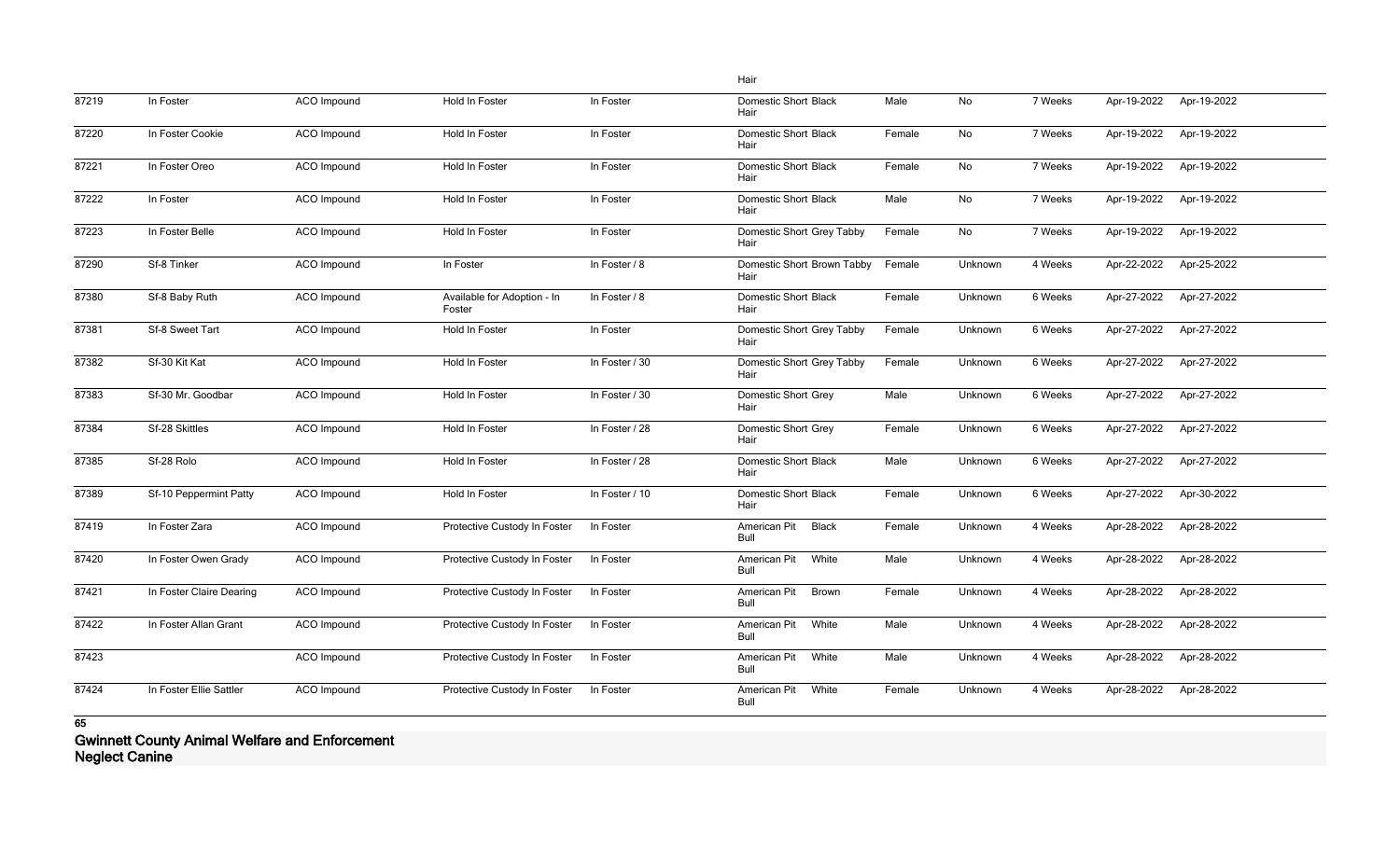| | | | | | Hair | | | | | | |
|---|---|---|---|---|---|---|---|---|---|---|---|
| 87219 | In Foster | ACO Impound | Hold In Foster | In Foster | Domestic Short Black Hair | Male | No | 7 Weeks | Apr-19-2022 | Apr-19-2022 | |
| 87220 | In Foster Cookie | ACO Impound | Hold In Foster | In Foster | Domestic Short Black Hair | Female | No | 7 Weeks | Apr-19-2022 | Apr-19-2022 | |
| 87221 | In Foster Oreo | ACO Impound | Hold In Foster | In Foster | Domestic Short Black Hair | Female | No | 7 Weeks | Apr-19-2022 | Apr-19-2022 | |
| 87222 | In Foster | ACO Impound | Hold In Foster | In Foster | Domestic Short Black Hair | Male | No | 7 Weeks | Apr-19-2022 | Apr-19-2022 | |
| 87223 | In Foster Belle | ACO Impound | Hold In Foster | In Foster | Domestic Short Grey Tabby Hair | Female | No | 7 Weeks | Apr-19-2022 | Apr-19-2022 | |
| 87290 | Sf-8 Tinker | ACO Impound | In Foster | In Foster / 8 | Domestic Short Brown Tabby Hair | Female | Unknown | 4 Weeks | Apr-22-2022 | Apr-25-2022 | |
| 87380 | Sf-8 Baby Ruth | ACO Impound | Available for Adoption - In Foster | In Foster / 8 | Domestic Short Black Hair | Female | Unknown | 6 Weeks | Apr-27-2022 | Apr-27-2022 | |
| 87381 | Sf-8 Sweet Tart | ACO Impound | Hold In Foster | In Foster | Domestic Short Grey Tabby Hair | Female | Unknown | 6 Weeks | Apr-27-2022 | Apr-27-2022 | |
| 87382 | Sf-30 Kit Kat | ACO Impound | Hold In Foster | In Foster / 30 | Domestic Short Grey Tabby Hair | Female | Unknown | 6 Weeks | Apr-27-2022 | Apr-27-2022 | |
| 87383 | Sf-30 Mr. Goodbar | ACO Impound | Hold In Foster | In Foster / 30 | Domestic Short Grey Hair | Male | Unknown | 6 Weeks | Apr-27-2022 | Apr-27-2022 | |
| 87384 | Sf-28 Skittles | ACO Impound | Hold In Foster | In Foster / 28 | Domestic Short Grey Hair | Female | Unknown | 6 Weeks | Apr-27-2022 | Apr-27-2022 | |
| 87385 | Sf-28 Rolo | ACO Impound | Hold In Foster | In Foster / 28 | Domestic Short Black Hair | Male | Unknown | 6 Weeks | Apr-27-2022 | Apr-27-2022 | |
| 87389 | Sf-10 Peppermint Patty | ACO Impound | Hold In Foster | In Foster / 10 | Domestic Short Black Hair | Female | Unknown | 6 Weeks | Apr-27-2022 | Apr-30-2022 | |
| 87419 | In Foster Zara | ACO Impound | Protective Custody In Foster | In Foster | American Pit Bull Black | Female | Unknown | 4 Weeks | Apr-28-2022 | Apr-28-2022 | |
| 87420 | In Foster Owen Grady | ACO Impound | Protective Custody In Foster | In Foster | American Pit Bull White | Male | Unknown | 4 Weeks | Apr-28-2022 | Apr-28-2022 | |
| 87421 | In Foster Claire Dearing | ACO Impound | Protective Custody In Foster | In Foster | American Pit Bull Brown | Female | Unknown | 4 Weeks | Apr-28-2022 | Apr-28-2022 | |
| 87422 | In Foster Allan Grant | ACO Impound | Protective Custody In Foster | In Foster | American Pit Bull White | Male | Unknown | 4 Weeks | Apr-28-2022 | Apr-28-2022 | |
| 87423 | | ACO Impound | Protective Custody In Foster | In Foster | American Pit Bull White | Male | Unknown | 4 Weeks | Apr-28-2022 | Apr-28-2022 | |
| 87424 | In Foster Ellie Sattler | ACO Impound | Protective Custody In Foster | In Foster | American Pit Bull White | Female | Unknown | 4 Weeks | Apr-28-2022 | Apr-28-2022 | |

**65**

**Gwinnett County Animal Welfare and Enforcement**
**Neglect Canine**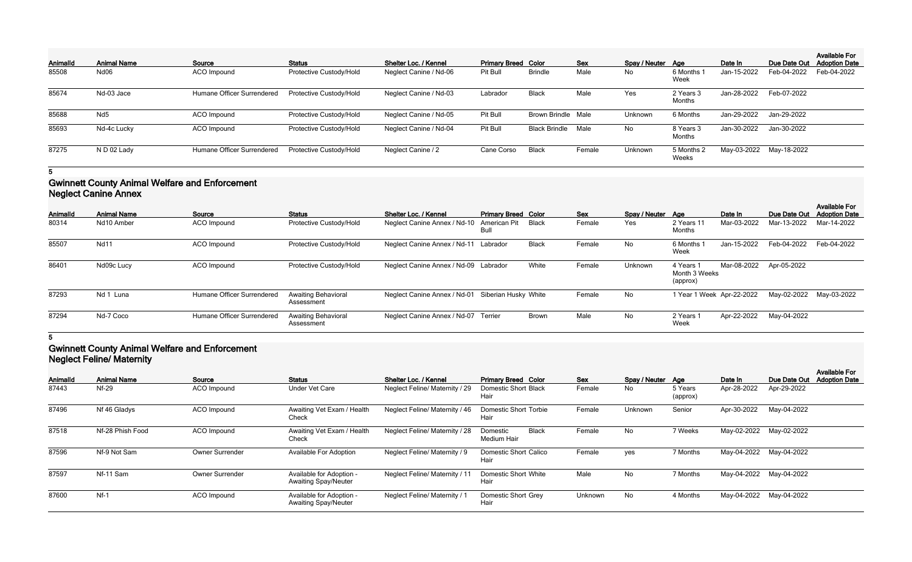| AnimalId | Animal Name | Source | Status | Shelter Loc. / Kennel | Primary Breed | Color | Sex | Spay / Neuter | Age | Date In | Due Date Out | Available For Adoption Date |
|---|---|---|---|---|---|---|---|---|---|---|---|---|
| 85508 | Nd06 | ACO Impound | Protective Custody/Hold | Neglect Canine / Nd-06 | Pit Bull | Brindle | Male | No | 6 Months 1 Week | Jan-15-2022 | Feb-04-2022 | Feb-04-2022 |
| 85674 | Nd-03 Jace | Humane Officer Surrendered | Protective Custody/Hold | Neglect Canine / Nd-03 | Labrador | Black | Male | Yes | 2 Years 3 Months | Jan-28-2022 | Feb-07-2022 | |
| 85688 | Nd5 | ACO Impound | Protective Custody/Hold | Neglect Canine / Nd-05 | Pit Bull | Brown Brindle | Male | Unknown | 6 Months | Jan-29-2022 | Jan-29-2022 | |
| 85693 | Nd-4c Lucky | ACO Impound | Protective Custody/Hold | Neglect Canine / Nd-04 | Pit Bull | Black Brindle | Male | No | 8 Years 3 Months | Jan-30-2022 | Jan-30-2022 | |
| 87275 | N D 02 Lady | Humane Officer Surrendered | Protective Custody/Hold | Neglect Canine / 2 | Cane Corso | Black | Female | Unknown | 5 Months 2 Weeks | May-03-2022 | May-18-2022 | |

**5**

## Gwinnett County Animal Welfare and Enforcement
### Neglect Canine Annex

| AnimalId | Animal Name | Source | Status | Shelter Loc. / Kennel | Primary Breed | Color | Sex | Spay / Neuter | Age | Date In | Due Date Out | Available For Adoption Date |
|---|---|---|---|---|---|---|---|---|---|---|---|---|
| 80314 | Nd10 Amber | ACO Impound | Protective Custody/Hold | Neglect Canine Annex / Nd-10 | American Pit Bull | Black | Female | Yes | 2 Years 11 Months | Mar-03-2022 | Mar-13-2022 | Mar-14-2022 |
| 85507 | Nd11 | ACO Impound | Protective Custody/Hold | Neglect Canine Annex / Nd-11 | Labrador | Black | Female | No | 6 Months 1 Week | Jan-15-2022 | Feb-04-2022 | Feb-04-2022 |
| 86401 | Nd09c Lucy | ACO Impound | Protective Custody/Hold | Neglect Canine Annex / Nd-09 | Labrador | White | Female | Unknown | 4 Years 1 Month 3 Weeks (approx) | Mar-08-2022 | Apr-05-2022 | |
| 87293 | Nd 1 Luna | Humane Officer Surrendered | Awaiting Behavioral Assessment | Neglect Canine Annex / Nd-01 | Siberian Husky | White | Female | No | 1 Year 1 Week | Apr-22-2022 | May-02-2022 | May-03-2022 |
| 87294 | Nd-7 Coco | Humane Officer Surrendered | Awaiting Behavioral Assessment | Neglect Canine Annex / Nd-07 | Terrier | Brown | Male | No | 2 Years 1 Week | Apr-22-2022 | May-04-2022 | |

**5**

## Gwinnett County Animal Welfare and Enforcement
### Neglect Feline/ Maternity

| AnimalId | Animal Name | Source | Status | Shelter Loc. / Kennel | Primary Breed | Color | Sex | Spay / Neuter | Age | Date In | Due Date Out | Available For Adoption Date |
|---|---|---|---|---|---|---|---|---|---|---|---|---|
| 87443 | Nf-29 | ACO Impound | Under Vet Care | Neglect Feline/ Maternity / 29 | Domestic Short Hair | Black | Female | No | 5 Years (approx) | Apr-28-2022 | Apr-29-2022 | |
| 87496 | Nf 46 Gladys | ACO Impound | Awaiting Vet Exam / Health Check | Neglect Feline/ Maternity / 46 | Domestic Short Hair | Torbie | Female | Unknown | Senior | Apr-30-2022 | May-04-2022 | |
| 87518 | Nf-28 Phish Food | ACO Impound | Awaiting Vet Exam / Health Check | Neglect Feline/ Maternity / 28 | Domestic Medium Hair | Black | Female | No | 7 Weeks | May-02-2022 | May-02-2022 | |
| 87596 | Nf-9 Not Sam | Owner Surrender | Available For Adoption | Neglect Feline/ Maternity / 9 | Domestic Short Hair | Calico | Female | yes | 7 Months | May-04-2022 | May-04-2022 | |
| 87597 | Nf-11 Sam | Owner Surrender | Available for Adoption - Awaiting Spay/Neuter | Neglect Feline/ Maternity / 11 | Domestic Short Hair | White | Male | No | 7 Months | May-04-2022 | May-04-2022 | |
| 87600 | Nf-1 | ACO Impound | Available for Adoption - Awaiting Spay/Neuter | Neglect Feline/ Maternity / 1 | Domestic Short Hair | Grey | Unknown | No | 4 Months | May-04-2022 | May-04-2022 | |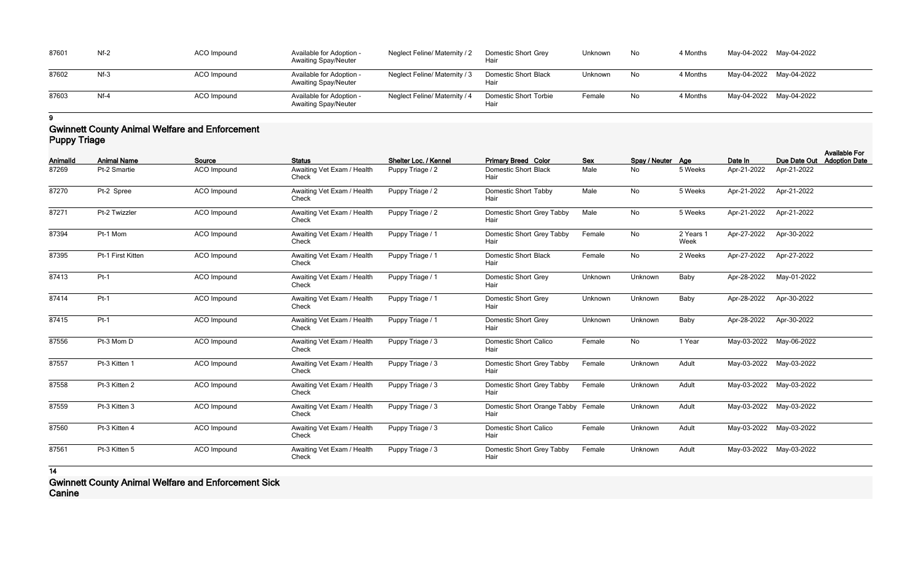| | | | | | | | | | | | |
|---|---|---|---|---|---|---|---|---|---|---|---|
| 87601 | Nf-2 | ACO Impound | Available for Adoption - Awaiting Spay/Neuter | Neglect Feline/ Maternity / 2 | Domestic Short Grey Hair | Unknown | No | 4 Months | May-04-2022 | May-04-2022 | |
| 87602 | Nf-3 | ACO Impound | Available for Adoption - Awaiting Spay/Neuter | Neglect Feline/ Maternity / 3 | Domestic Short Black Hair | Unknown | No | 4 Months | May-04-2022 | May-04-2022 | |
| 87603 | Nf-4 | ACO Impound | Available for Adoption - Awaiting Spay/Neuter | Neglect Feline/ Maternity / 4 | Domestic Short Torbie Hair | Female | No | 4 Months | May-04-2022 | May-04-2022 | |

**9**

## Gwinnett County Animal Welfare and Enforcement Puppy Triage

| AnimalId | Animal Name | Source | Status | Shelter Loc. / Kennel | Primary Breed Color | Sex | Spay / Neuter | Age | Date In | Due Date Out | Available For Adoption Date |
|---|---|---|---|---|---|---|---|---|---|---|---|
| 87269 | Pt-2 Smartie | ACO Impound | Awaiting Vet Exam / Health Check | Puppy Triage / 2 | Domestic Short Black Hair | Male | No | 5 Weeks | Apr-21-2022 | Apr-21-2022 | |
| 87270 | Pt-2 Spree | ACO Impound | Awaiting Vet Exam / Health Check | Puppy Triage / 2 | Domestic Short Tabby Hair | Male | No | 5 Weeks | Apr-21-2022 | Apr-21-2022 | |
| 87271 | Pt-2 Twizzler | ACO Impound | Awaiting Vet Exam / Health Check | Puppy Triage / 2 | Domestic Short Grey Tabby Hair | Male | No | 5 Weeks | Apr-21-2022 | Apr-21-2022 | |
| 87394 | Pt-1 Mom | ACO Impound | Awaiting Vet Exam / Health Check | Puppy Triage / 1 | Domestic Short Grey Tabby Hair | Female | No | 2 Years 1 Week | Apr-27-2022 | Apr-30-2022 | |
| 87395 | Pt-1 First Kitten | ACO Impound | Awaiting Vet Exam / Health Check | Puppy Triage / 1 | Domestic Short Black Hair | Female | No | 2 Weeks | Apr-27-2022 | Apr-27-2022 | |
| 87413 | Pt-1 | ACO Impound | Awaiting Vet Exam / Health Check | Puppy Triage / 1 | Domestic Short Grey Hair | Unknown | Unknown | Baby | Apr-28-2022 | May-01-2022 | |
| 87414 | Pt-1 | ACO Impound | Awaiting Vet Exam / Health Check | Puppy Triage / 1 | Domestic Short Grey Hair | Unknown | Unknown | Baby | Apr-28-2022 | Apr-30-2022 | |
| 87415 | Pt-1 | ACO Impound | Awaiting Vet Exam / Health Check | Puppy Triage / 1 | Domestic Short Grey Hair | Unknown | Unknown | Baby | Apr-28-2022 | Apr-30-2022 | |
| 87556 | Pt-3 Mom D | ACO Impound | Awaiting Vet Exam / Health Check | Puppy Triage / 3 | Domestic Short Calico Hair | Female | No | 1 Year | May-03-2022 | May-06-2022 | |
| 87557 | Pt-3 Kitten 1 | ACO Impound | Awaiting Vet Exam / Health Check | Puppy Triage / 3 | Domestic Short Grey Tabby Hair | Female | Unknown | Adult | May-03-2022 | May-03-2022 | |
| 87558 | Pt-3 Kitten 2 | ACO Impound | Awaiting Vet Exam / Health Check | Puppy Triage / 3 | Domestic Short Grey Tabby Hair | Female | Unknown | Adult | May-03-2022 | May-03-2022 | |
| 87559 | Pt-3 Kitten 3 | ACO Impound | Awaiting Vet Exam / Health Check | Puppy Triage / 3 | Domestic Short Orange Tabby Hair | Female | Unknown | Adult | May-03-2022 | May-03-2022 | |
| 87560 | Pt-3 Kitten 4 | ACO Impound | Awaiting Vet Exam / Health Check | Puppy Triage / 3 | Domestic Short Calico Hair | Female | Unknown | Adult | May-03-2022 | May-03-2022 | |
| 87561 | Pt-3 Kitten 5 | ACO Impound | Awaiting Vet Exam / Health Check | Puppy Triage / 3 | Domestic Short Grey Tabby Hair | Female | Unknown | Adult | May-03-2022 | May-03-2022 | |

**14**

## Gwinnett County Animal Welfare and Enforcement Sick Canine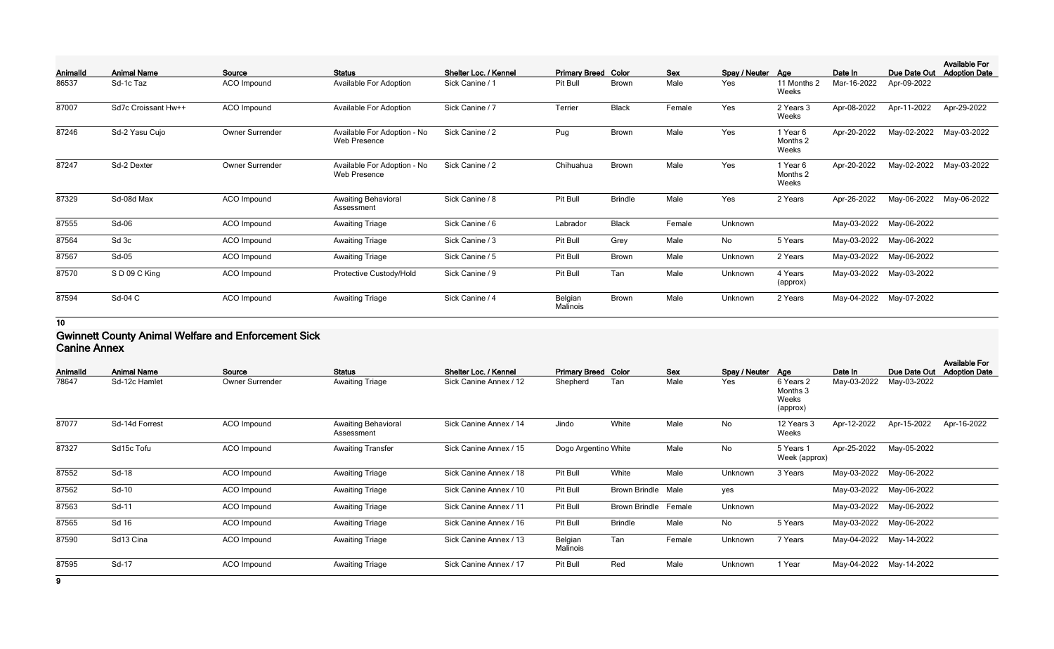| AnimalId | Animal Name | Source | Status | Shelter Loc. / Kennel | Primary Breed | Color | Sex | Spay / Neuter | Age | Date In | Due Date Out | Available For Adoption Date |
|---|---|---|---|---|---|---|---|---|---|---|---|---|
| 86537 | Sd-1c Taz | ACO Impound | Available For Adoption | Sick Canine / 1 | Pit Bull | Brown | Male | Yes | 11 Months 2 Weeks | Mar-16-2022 | Apr-09-2022 | |
| 87007 | Sd7c Croissant Hw++ | ACO Impound | Available For Adoption | Sick Canine / 7 | Terrier | Black | Female | Yes | 2 Years 3 Weeks | Apr-08-2022 | Apr-11-2022 | Apr-29-2022 |
| 87246 | Sd-2 Yasu Cujo | Owner Surrender | Available For Adoption - No Web Presence | Sick Canine / 2 | Pug | Brown | Male | Yes | 1 Year 6 Months 2 Weeks | Apr-20-2022 | May-02-2022 | May-03-2022 |
| 87247 | Sd-2 Dexter | Owner Surrender | Available For Adoption - No Web Presence | Sick Canine / 2 | Chihuahua | Brown | Male | Yes | 1 Year 6 Months 2 Weeks | Apr-20-2022 | May-02-2022 | May-03-2022 |
| 87329 | Sd-08d Max | ACO Impound | Awaiting Behavioral Assessment | Sick Canine / 8 | Pit Bull | Brindle | Male | Yes | 2 Years | Apr-26-2022 | May-06-2022 | May-06-2022 |
| 87555 | Sd-06 | ACO Impound | Awaiting Triage | Sick Canine / 6 | Labrador | Black | Female | Unknown | | May-03-2022 | May-06-2022 | |
| 87564 | Sd 3c | ACO Impound | Awaiting Triage | Sick Canine / 3 | Pit Bull | Grey | Male | No | 5 Years | May-03-2022 | May-06-2022 | |
| 87567 | Sd-05 | ACO Impound | Awaiting Triage | Sick Canine / 5 | Pit Bull | Brown | Male | Unknown | 2 Years | May-03-2022 | May-06-2022 | |
| 87570 | S D 09 C King | ACO Impound | Protective Custody/Hold | Sick Canine / 9 | Pit Bull | Tan | Male | Unknown | 4 Years (approx) | May-03-2022 | May-03-2022 | |
| 87594 | Sd-04 C | ACO Impound | Awaiting Triage | Sick Canine / 4 | Belgian Malinois | Brown | Male | Unknown | 2 Years | May-04-2022 | May-07-2022 | |

**10**

## Gwinnett County Animal Welfare and Enforcement Sick Canine Annex

| AnimalId | Animal Name | Source | Status | Shelter Loc. / Kennel | Primary Breed | Color | Sex | Spay / Neuter | Age | Date In | Due Date Out | Available For Adoption Date |
|---|---|---|---|---|---|---|---|---|---|---|---|---|
| 78647 | Sd-12c Hamlet | Owner Surrender | Awaiting Triage | Sick Canine Annex / 12 | Shepherd | Tan | Male | Yes | 6 Years 2 Months 3 Weeks (approx) | May-03-2022 | May-03-2022 | |
| 87077 | Sd-14d Forrest | ACO Impound | Awaiting Behavioral Assessment | Sick Canine Annex / 14 | Jindo | White | Male | No | 12 Years 3 Weeks | Apr-12-2022 | Apr-15-2022 | Apr-16-2022 |
| 87327 | Sd15c Tofu | ACO Impound | Awaiting Transfer | Sick Canine Annex / 15 | Dogo Argentino | White | Male | No | 5 Years 1 Week (approx) | Apr-25-2022 | May-05-2022 | |
| 87552 | Sd-18 | ACO Impound | Awaiting Triage | Sick Canine Annex / 18 | Pit Bull | White | Male | Unknown | 3 Years | May-03-2022 | May-06-2022 | |
| 87562 | Sd-10 | ACO Impound | Awaiting Triage | Sick Canine Annex / 10 | Pit Bull | Brown Brindle | Male | yes | | May-03-2022 | May-06-2022 | |
| 87563 | Sd-11 | ACO Impound | Awaiting Triage | Sick Canine Annex / 11 | Pit Bull | Brown Brindle | Female | Unknown | | May-03-2022 | May-06-2022 | |
| 87565 | Sd 16 | ACO Impound | Awaiting Triage | Sick Canine Annex / 16 | Pit Bull | Brindle | Male | No | 5 Years | May-03-2022 | May-06-2022 | |
| 87590 | Sd13 Cina | ACO Impound | Awaiting Triage | Sick Canine Annex / 13 | Belgian Malinois | Tan | Female | Unknown | 7 Years | May-04-2022 | May-14-2022 | |
| 87595 | Sd-17 | ACO Impound | Awaiting Triage | Sick Canine Annex / 17 | Pit Bull | Red | Male | Unknown | 1 Year | May-04-2022 | May-14-2022 | |

**9**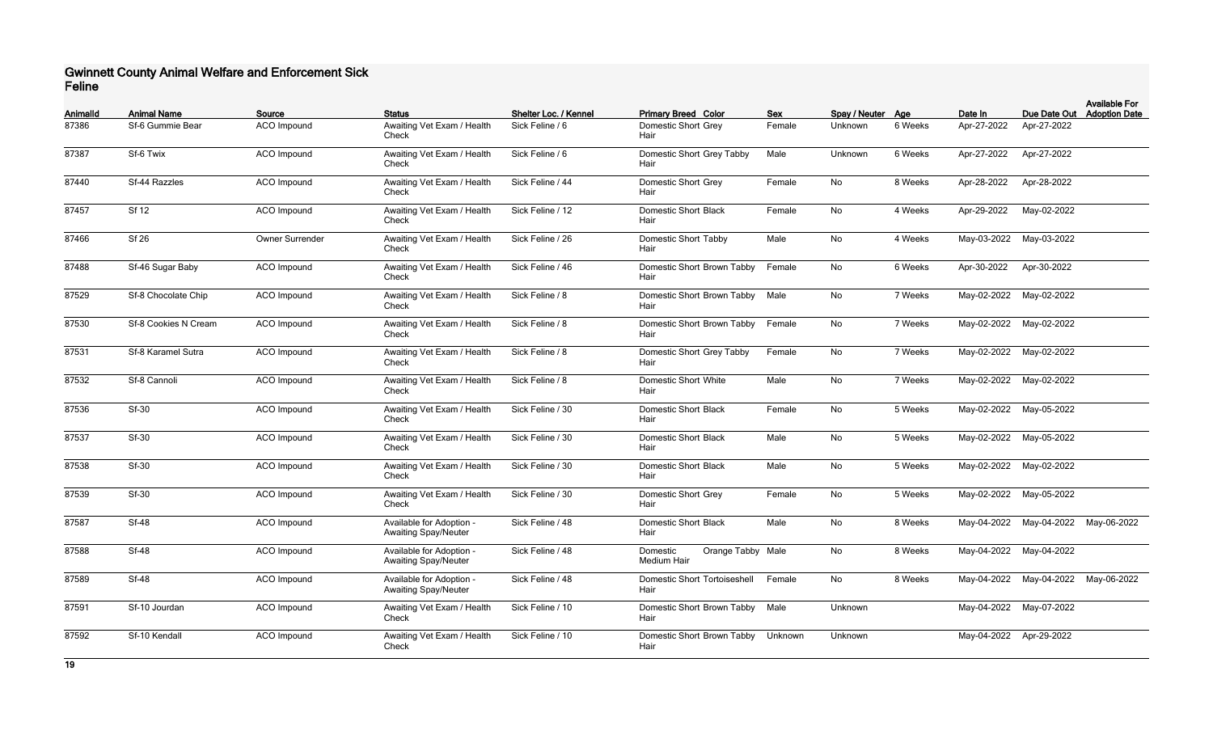# Gwinnett County Animal Welfare and Enforcement Sick Feline

| AnimalId | Animal Name | Source | Status | Shelter Loc. / Kennel | Primary Breed | Color | Sex | Spay / Neuter | Age | Date In | Due Date Out | Available For Adoption Date |
|---|---|---|---|---|---|---|---|---|---|---|---|---|
| 87386 | Sf-6 Gummie Bear | ACO Impound | Awaiting Vet Exam / Health Check | Sick Feline / 6 | Domestic Short Hair | Grey | Female | Unknown | 6 Weeks | Apr-27-2022 | Apr-27-2022 | |
| 87387 | Sf-6 Twix | ACO Impound | Awaiting Vet Exam / Health Check | Sick Feline / 6 | Domestic Short Hair | Grey Tabby | Male | Unknown | 6 Weeks | Apr-27-2022 | Apr-27-2022 | |
| 87440 | Sf-44 Razzles | ACO Impound | Awaiting Vet Exam / Health Check | Sick Feline / 44 | Domestic Short Hair | Grey | Female | No | 8 Weeks | Apr-28-2022 | Apr-28-2022 | |
| 87457 | Sf 12 | ACO Impound | Awaiting Vet Exam / Health Check | Sick Feline / 12 | Domestic Short Hair | Black | Female | No | 4 Weeks | Apr-29-2022 | May-02-2022 | |
| 87466 | Sf 26 | Owner Surrender | Awaiting Vet Exam / Health Check | Sick Feline / 26 | Domestic Short Hair | Tabby | Male | No | 4 Weeks | May-03-2022 | May-03-2022 | |
| 87488 | Sf-46 Sugar Baby | ACO Impound | Awaiting Vet Exam / Health Check | Sick Feline / 46 | Domestic Short Hair | Brown Tabby | Female | No | 6 Weeks | Apr-30-2022 | Apr-30-2022 | |
| 87529 | Sf-8 Chocolate Chip | ACO Impound | Awaiting Vet Exam / Health Check | Sick Feline / 8 | Domestic Short Hair | Brown Tabby | Male | No | 7 Weeks | May-02-2022 | May-02-2022 | |
| 87530 | Sf-8 Cookies N Cream | ACO Impound | Awaiting Vet Exam / Health Check | Sick Feline / 8 | Domestic Short Hair | Brown Tabby | Female | No | 7 Weeks | May-02-2022 | May-02-2022 | |
| 87531 | Sf-8 Karamel Sutra | ACO Impound | Awaiting Vet Exam / Health Check | Sick Feline / 8 | Domestic Short Hair | Grey Tabby | Female | No | 7 Weeks | May-02-2022 | May-02-2022 | |
| 87532 | Sf-8 Cannoli | ACO Impound | Awaiting Vet Exam / Health Check | Sick Feline / 8 | Domestic Short Hair | White | Male | No | 7 Weeks | May-02-2022 | May-02-2022 | |
| 87536 | Sf-30 | ACO Impound | Awaiting Vet Exam / Health Check | Sick Feline / 30 | Domestic Short Hair | Black | Female | No | 5 Weeks | May-02-2022 | May-05-2022 | |
| 87537 | Sf-30 | ACO Impound | Awaiting Vet Exam / Health Check | Sick Feline / 30 | Domestic Short Hair | Black | Male | No | 5 Weeks | May-02-2022 | May-05-2022 | |
| 87538 | Sf-30 | ACO Impound | Awaiting Vet Exam / Health Check | Sick Feline / 30 | Domestic Short Hair | Black | Male | No | 5 Weeks | May-02-2022 | May-02-2022 | |
| 87539 | Sf-30 | ACO Impound | Awaiting Vet Exam / Health Check | Sick Feline / 30 | Domestic Short Hair | Grey | Female | No | 5 Weeks | May-02-2022 | May-05-2022 | |
| 87587 | Sf-48 | ACO Impound | Available for Adoption - Awaiting Spay/Neuter | Sick Feline / 48 | Domestic Short Hair | Black | Male | No | 8 Weeks | May-04-2022 | May-04-2022 | May-06-2022 |
| 87588 | Sf-48 | ACO Impound | Available for Adoption - Awaiting Spay/Neuter | Sick Feline / 48 | Domestic Medium Hair | Orange Tabby | Male | No | 8 Weeks | May-04-2022 | May-04-2022 | |
| 87589 | Sf-48 | ACO Impound | Available for Adoption - Awaiting Spay/Neuter | Sick Feline / 48 | Domestic Short Hair | Tortoiseshell | Female | No | 8 Weeks | May-04-2022 | May-04-2022 | May-06-2022 |
| 87591 | Sf-10 Jourdan | ACO Impound | Awaiting Vet Exam / Health Check | Sick Feline / 10 | Domestic Short Hair | Brown Tabby | Male | Unknown | | May-04-2022 | May-07-2022 | |
| 87592 | Sf-10 Kendall | ACO Impound | Awaiting Vet Exam / Health Check | Sick Feline / 10 | Domestic Short Hair | Brown Tabby | Unknown | Unknown | | May-04-2022 | Apr-29-2022 | |

**19**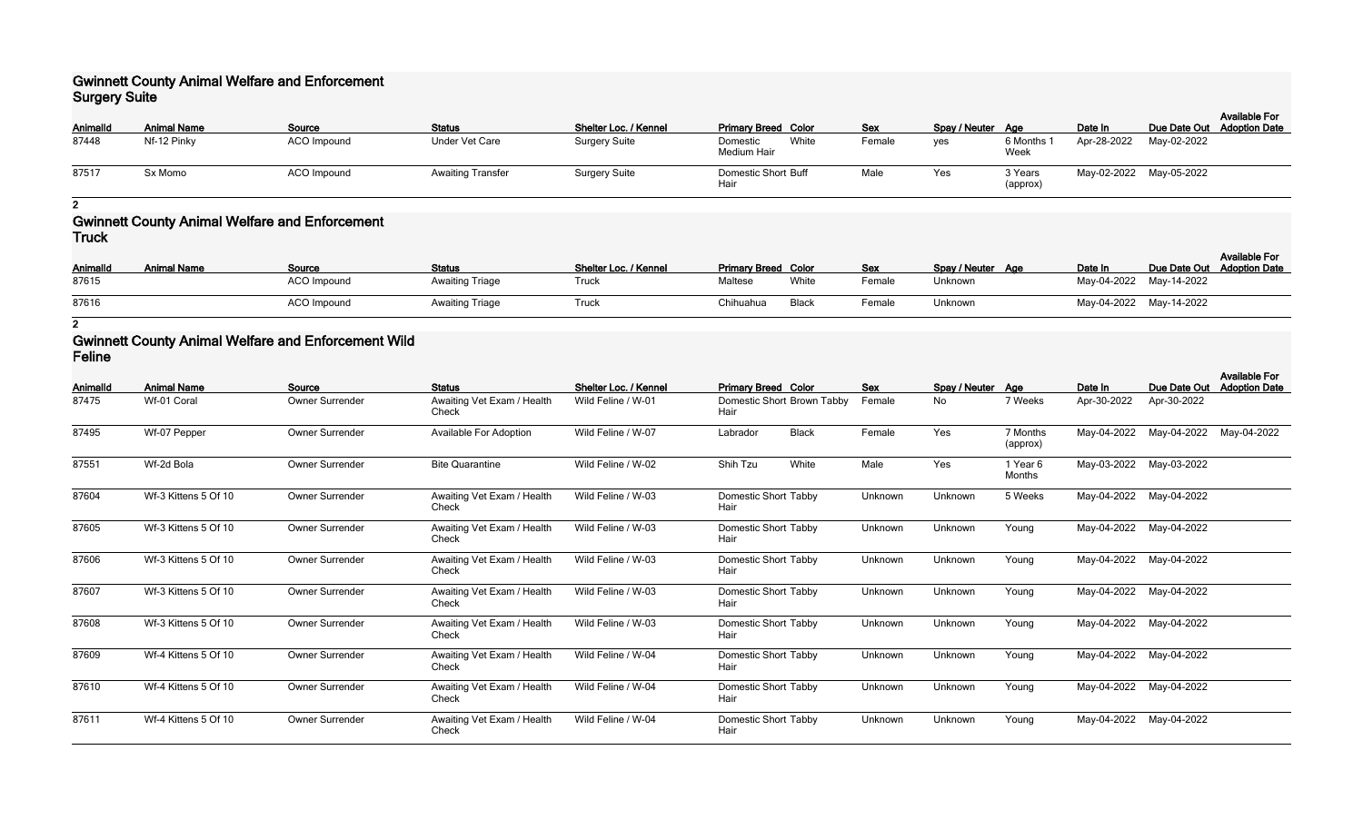## Gwinnett County Animal Welfare and Enforcement
### Surgery Suite

| AnimalId | Animal Name | Source | Status | Shelter Loc. / Kennel | Primary Breed | Color | Sex | Spay / Neuter | Age | Date In | Due Date Out | Available For Adoption Date |
|---|---|---|---|---|---|---|---|---|---|---|---|---|
| 87448 | Nf-12 Pinky | ACO Impound | Under Vet Care | Surgery Suite | Domestic Medium Hair | White | Female | yes | 6 Months 1 Week | Apr-28-2022 | May-02-2022 | |
| 87517 | Sx Momo | ACO Impound | Awaiting Transfer | Surgery Suite | Domestic Short Hair | Buff | Male | Yes | 3 Years (approx) | May-02-2022 | May-05-2022 | |

**2**

## Gwinnett County Animal Welfare and Enforcement
### Truck

| AnimalId | Animal Name | Source | Status | Shelter Loc. / Kennel | Primary Breed | Color | Sex | Spay / Neuter | Age | Date In | Due Date Out | Available For Adoption Date |
|---|---|---|---|---|---|---|---|---|---|---|---|---|
| 87615 | | ACO Impound | Awaiting Triage | Truck | Maltese | White | Female | Unknown | | May-04-2022 | May-14-2022 | |
| 87616 | | ACO Impound | Awaiting Triage | Truck | Chihuahua | Black | Female | Unknown | | May-04-2022 | May-14-2022 | |

**2**

## Gwinnett County Animal Welfare and Enforcement Wild
### Feline

| AnimalId | Animal Name | Source | Status | Shelter Loc. / Kennel | Primary Breed | Color | Sex | Spay / Neuter | Age | Date In | Due Date Out | Available For Adoption Date |
|---|---|---|---|---|---|---|---|---|---|---|---|---|
| 87475 | Wf-01 Coral | Owner Surrender | Awaiting Vet Exam / Health Check | Wild Feline / W-01 | Domestic Short Hair | Brown Tabby | Female | No | 7 Weeks | Apr-30-2022 | Apr-30-2022 | |
| 87495 | Wf-07 Pepper | Owner Surrender | Available For Adoption | Wild Feline / W-07 | Labrador | Black | Female | Yes | 7 Months (approx) | May-04-2022 | May-04-2022 | May-04-2022 |
| 87551 | Wf-2d Bola | Owner Surrender | Bite Quarantine | Wild Feline / W-02 | Shih Tzu | White | Male | Yes | 1 Year 6 Months | May-03-2022 | May-03-2022 | |
| 87604 | Wf-3 Kittens 5 Of 10 | Owner Surrender | Awaiting Vet Exam / Health Check | Wild Feline / W-03 | Domestic Short Hair | Tabby | Unknown | Unknown | 5 Weeks | May-04-2022 | May-04-2022 | |
| 87605 | Wf-3 Kittens 5 Of 10 | Owner Surrender | Awaiting Vet Exam / Health Check | Wild Feline / W-03 | Domestic Short Hair | Tabby | Unknown | Unknown | Young | May-04-2022 | May-04-2022 | |
| 87606 | Wf-3 Kittens 5 Of 10 | Owner Surrender | Awaiting Vet Exam / Health Check | Wild Feline / W-03 | Domestic Short Hair | Tabby | Unknown | Unknown | Young | May-04-2022 | May-04-2022 | |
| 87607 | Wf-3 Kittens 5 Of 10 | Owner Surrender | Awaiting Vet Exam / Health Check | Wild Feline / W-03 | Domestic Short Hair | Tabby | Unknown | Unknown | Young | May-04-2022 | May-04-2022 | |
| 87608 | Wf-3 Kittens 5 Of 10 | Owner Surrender | Awaiting Vet Exam / Health Check | Wild Feline / W-03 | Domestic Short Hair | Tabby | Unknown | Unknown | Young | May-04-2022 | May-04-2022 | |
| 87609 | Wf-4 Kittens 5 Of 10 | Owner Surrender | Awaiting Vet Exam / Health Check | Wild Feline / W-04 | Domestic Short Hair | Tabby | Unknown | Unknown | Young | May-04-2022 | May-04-2022 | |
| 87610 | Wf-4 Kittens 5 Of 10 | Owner Surrender | Awaiting Vet Exam / Health Check | Wild Feline / W-04 | Domestic Short Hair | Tabby | Unknown | Unknown | Young | May-04-2022 | May-04-2022 | |
| 87611 | Wf-4 Kittens 5 Of 10 | Owner Surrender | Awaiting Vet Exam / Health Check | Wild Feline / W-04 | Domestic Short Hair | Tabby | Unknown | Unknown | Young | May-04-2022 | May-04-2022 | |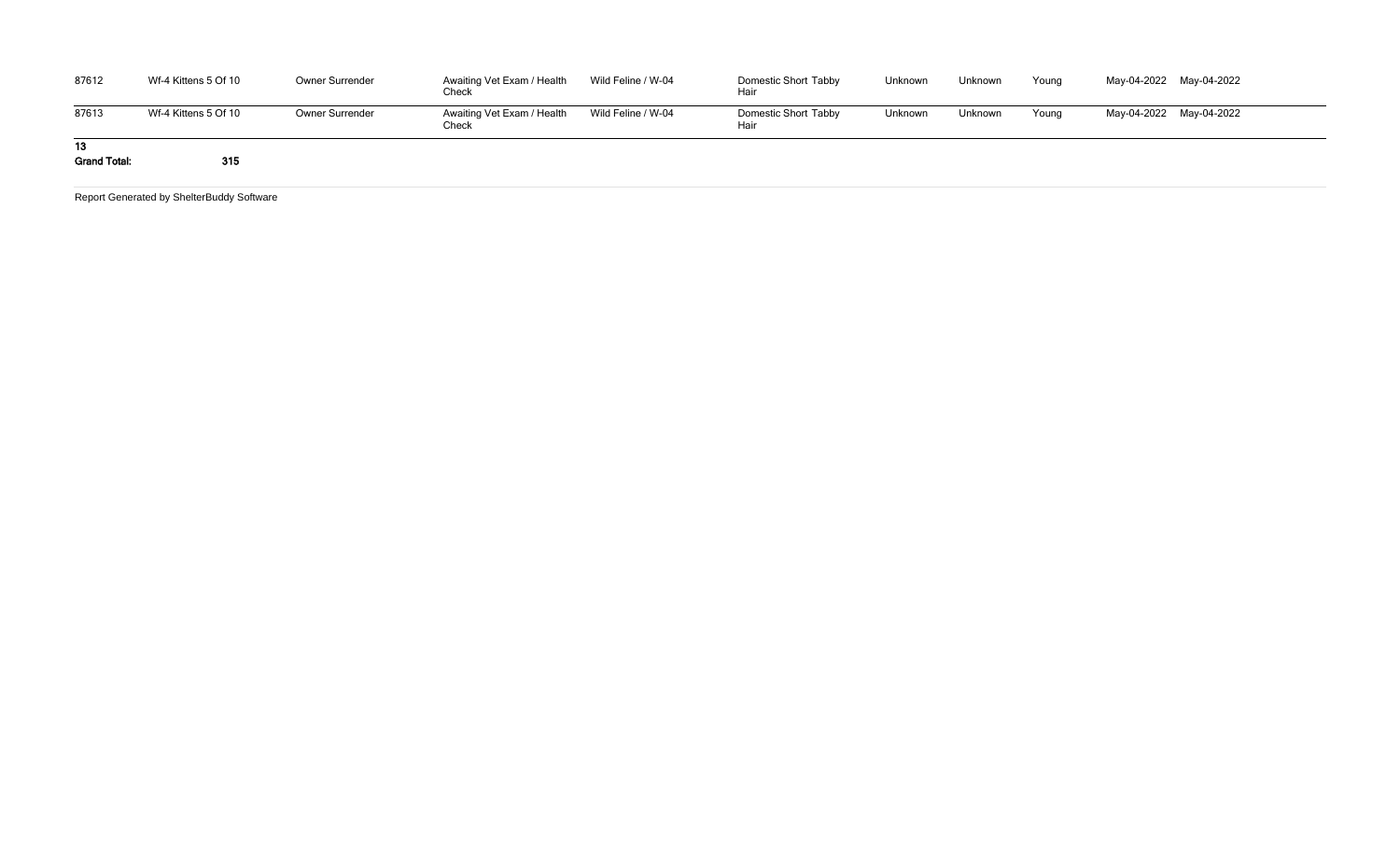| | | | | | | | | | | |
|---|---|---|---|---|---|---|---|---|---|---|
| 87612 | Wf-4 Kittens 5 Of 10 | Owner Surrender | Awaiting Vet Exam / Health Check | Wild Feline / W-04 | Domestic Short Tabby Hair | Unknown | Unknown | Young | May-04-2022 | May-04-2022 |
| 87613 | Wf-4 Kittens 5 Of 10 | Owner Surrender | Awaiting Vet Exam / Health Check | Wild Feline / W-04 | Domestic Short Tabby Hair | Unknown | Unknown | Young | May-04-2022 | May-04-2022 |

**13**

**Grand Total: 315**

Report Generated by ShelterBuddy Software